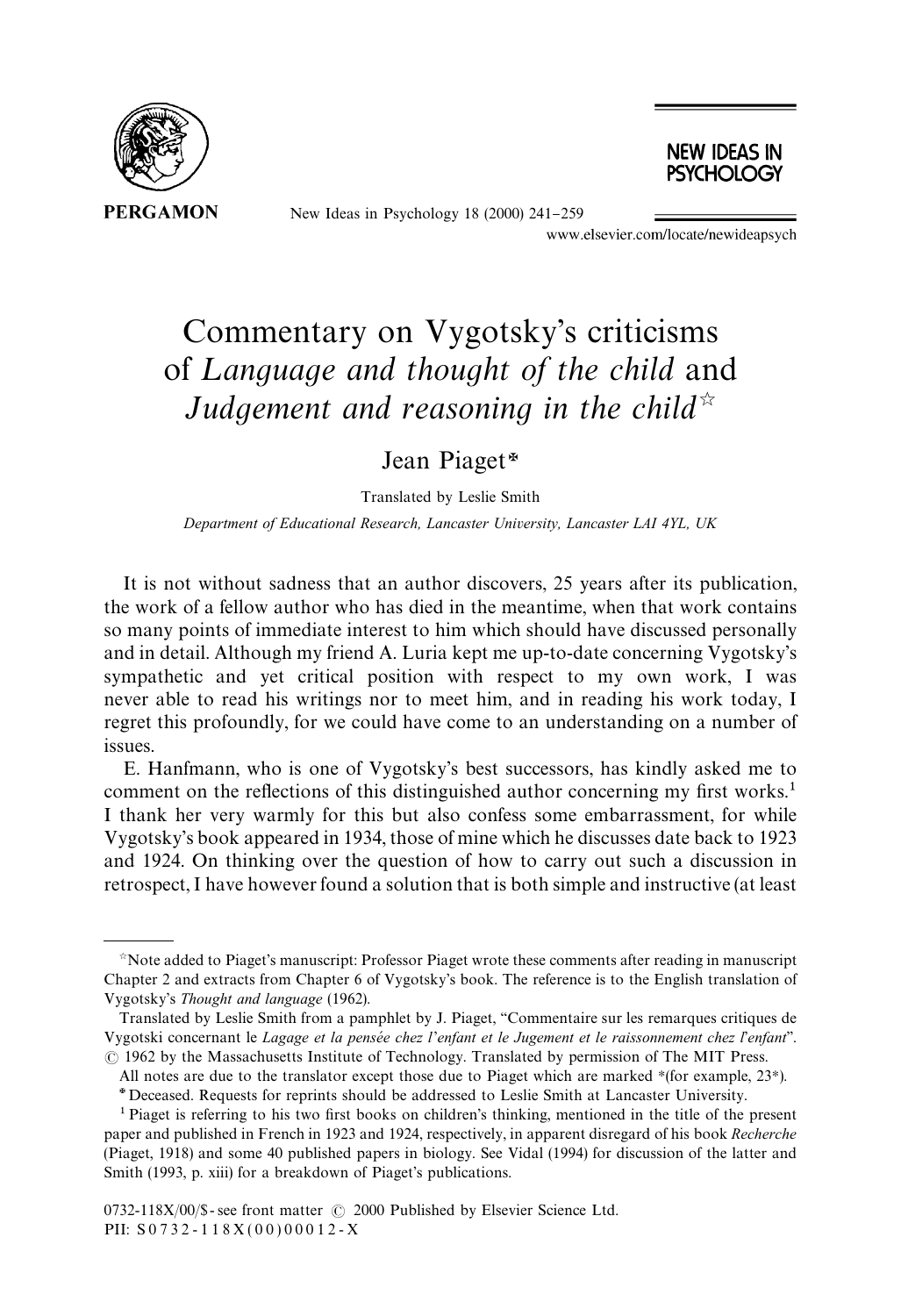# Commentary on Vygotsky's criticisms of *Language and thought of the child* and *Judgement and reasoning in the child*[☆]

Jean Piaget[*]

Translated by Leslie Smith

*Department of Educational Research, Lancaster University, Lancaster LA1 4YL, UK*

It is not without sadness that an author discovers, 25 years after its publication, the work of a fellow author who has died in the meantime, when that work contains so many points of immediate interest to him which should have discussed personally and in detail. Although my friend A. Luria kept me up-to-date concerning Vygotsky's sympathetic and yet critical position with respect to my own work, I was never able to read his writings nor to meet him, and in reading his work today, I regret this profoundly, for we could have come to an understanding on a number of issues.

E. Hanfmann, who is one of Vygotsky's best successors, has kindly asked me to comment on the reflections of this distinguished author concerning my first works.[1] I thank her very warmly for this but also confess some embarrassment, for while Vygotsky's book appeared in 1934, those of mine which he discusses date back to 1923 and 1924. On thinking over the question of how to carry out such a discussion in retrospect, I have however found a solution that is both simple and instructive (at least

---

[☆]Note added to Piaget's manuscript: Professor Piaget wrote these comments after reading in manuscript Chapter 2 and extracts from Chapter 6 of Vygotsky's book. The reference is to the English translation of Vygotsky's *Thought and language* (1962).

Translated by Leslie Smith from a pamphlet by J. Piaget, "Commentaire sur les remarques critiques de Vygotski concernant le *Lagage et la pensée chez l'enfant et le Jugement et le raissonnement chez l'enfant*". © 1962 by the Massachusetts Institute of Technology. Translated by permission of The MIT Press.

All notes are due to the translator except those due to Piaget which are marked *(for example, 23*).

[*]Deceased. Requests for reprints should be addressed to Leslie Smith at Lancaster University.

[1] Piaget is referring to his two first books on children's thinking, mentioned in the title of the present paper and published in French in 1923 and 1924, respectively, in apparent disregard of his book *Recherche* (Piaget, 1918) and some 40 published papers in biology. See Vidal (1994) for discussion of the latter and Smith (1993, p. xiii) for a breakdown of Piaget's publications.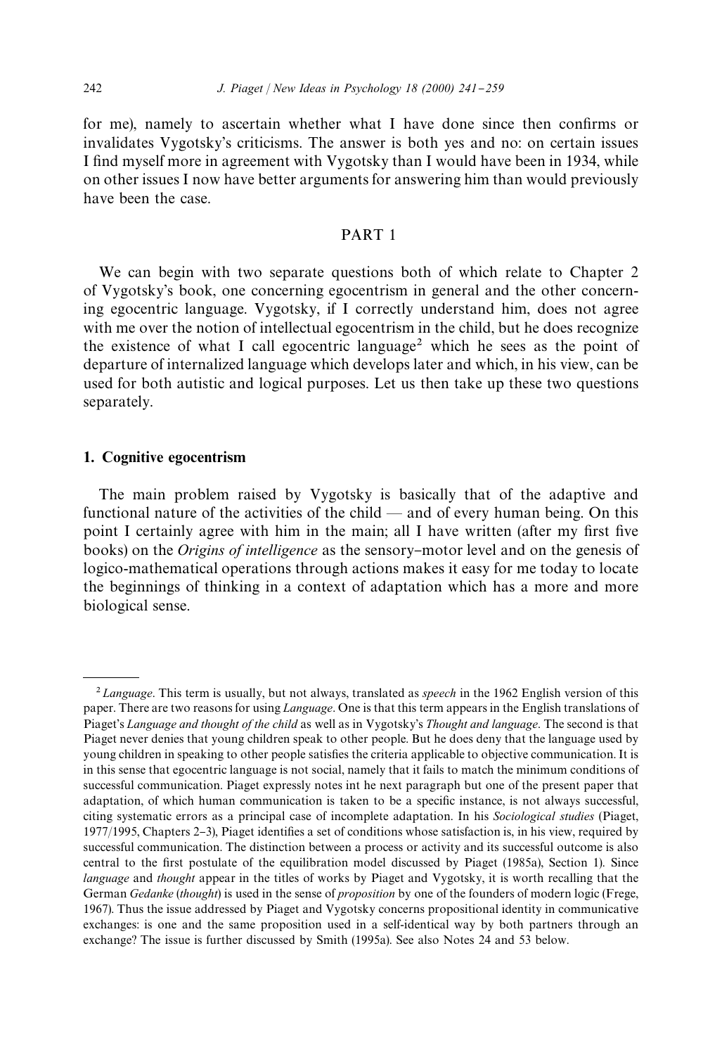for me), namely to ascertain whether what I have done since then confirms or invalidates Vygotsky's criticisms. The answer is both yes and no: on certain issues I find myself more in agreement with Vygotsky than I would have been in 1934, while on other issues I now have better arguments for answering him than would previously have been the case.

## PART 1

We can begin with two separate questions both of which relate to Chapter 2 of Vygotsky's book, one concerning egocentrism in general and the other concerning egocentric language. Vygotsky, if I correctly understand him, does not agree with me over the notion of intellectual egocentrism in the child, but he does recognize the existence of what I call egocentric language[2] which he sees as the point of departure of internalized language which develops later and which, in his view, can be used for both autistic and logical purposes. Let us then take up these two questions separately.

### 1. Cognitive egocentrism

The main problem raised by Vygotsky is basically that of the adaptive and functional nature of the activities of the child — and of every human being. On this point I certainly agree with him in the main; all I have written (after my first five books) on the *Origins of intelligence* as the sensory–motor level and on the genesis of logico-mathematical operations through actions makes it easy for me today to locate the beginnings of thinking in a context of adaptation which has a more and more biological sense.

---

[2] *Language*. This term is usually, but not always, translated as *speech* in the 1962 English version of this paper. There are two reasons for using *Language*. One is that this term appears in the English translations of Piaget's *Language and thought of the child* as well as in Vygotsky's *Thought and language*. The second is that Piaget never denies that young children speak to other people. But he does deny that the language used by young children in speaking to other people satisfies the criteria applicable to objective communication. It is in this sense that egocentric language is not social, namely that it fails to match the minimum conditions of successful communication. Piaget expressly notes int he next paragraph but one of the present paper that adaptation, of which human communication is taken to be a specific instance, is not always successful, citing systematic errors as a principal case of incomplete adaptation. In his *Sociological studies* (Piaget, 1977/1995, Chapters 2–3), Piaget identifies a set of conditions whose satisfaction is, in his view, required by successful communication. The distinction between a process or activity and its successful outcome is also central to the first postulate of the equilibration model discussed by Piaget (1985a), Section 1). Since *language* and *thought* appear in the titles of works by Piaget and Vygotsky, it is worth recalling that the German *Gedanke* (*thought*) is used in the sense of *proposition* by one of the founders of modern logic (Frege, 1967). Thus the issue addressed by Piaget and Vygotsky concerns propositional identity in communicative exchanges: is one and the same proposition used in a self-identical way by both partners through an exchange? The issue is further discussed by Smith (1995a). See also Notes 24 and 53 below.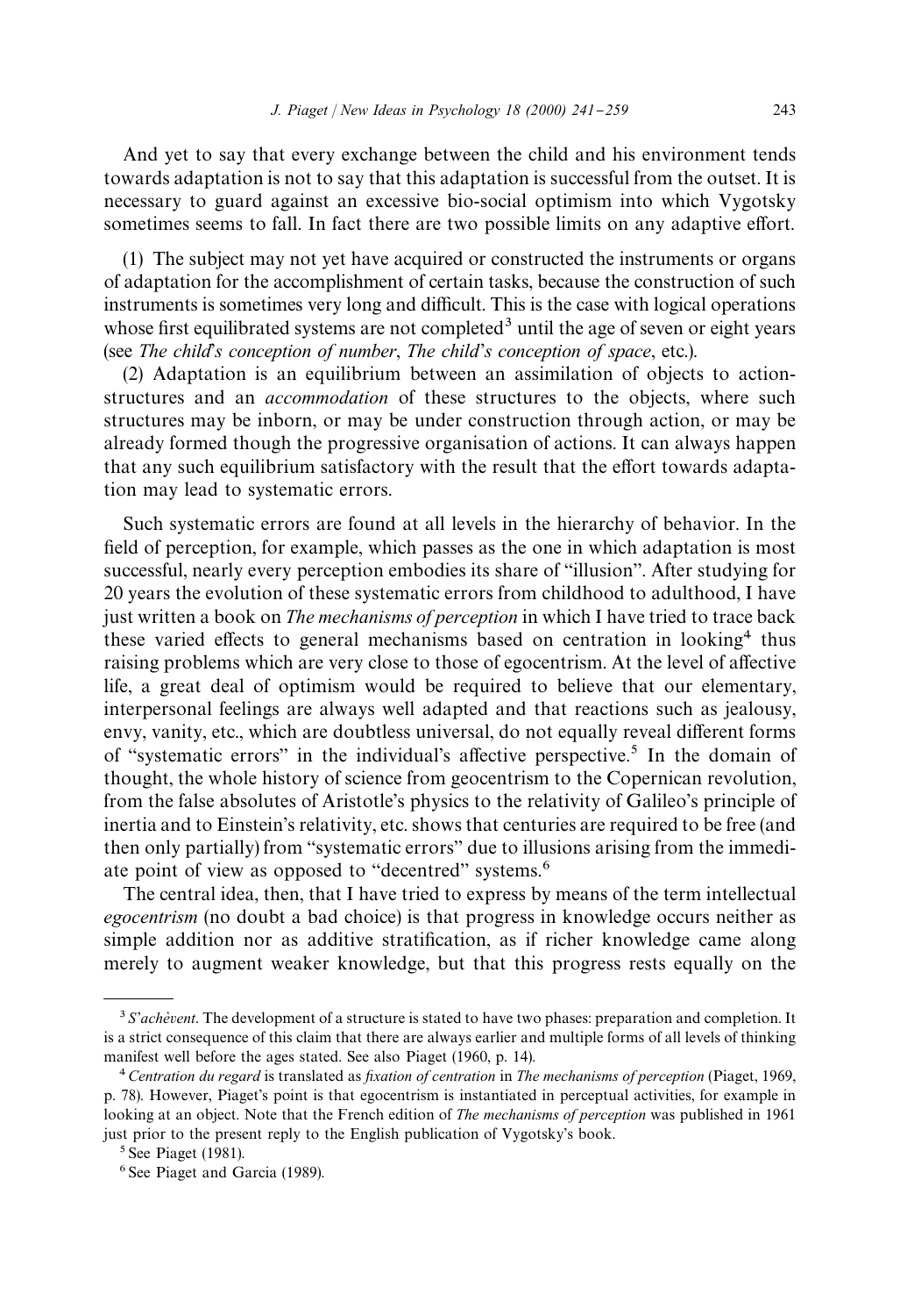And yet to say that every exchange between the child and his environment tends towards adaptation is not to say that this adaptation is successful from the outset. It is necessary to guard against an excessive bio-social optimism into which Vygotsky sometimes seems to fall. In fact there are two possible limits on any adaptive effort.

(1) The subject may not yet have acquired or constructed the instruments or organs of adaptation for the accomplishment of certain tasks, because the construction of such instruments is sometimes very long and difficult. This is the case with logical operations whose first equilibrated systems are not completed[3] until the age of seven or eight years (see *The child's conception of number*, *The child's conception of space*, etc.).

(2) Adaptation is an equilibrium between an assimilation of objects to action-structures and an *accommodation* of these structures to the objects, where such structures may be inborn, or may be under construction through action, or may be already formed though the progressive organisation of actions. It can always happen that any such equilibrium satisfactory with the result that the effort towards adaptation may lead to systematic errors.

Such systematic errors are found at all levels in the hierarchy of behavior. In the field of perception, for example, which passes as the one in which adaptation is most successful, nearly every perception embodies its share of "illusion". After studying for 20 years the evolution of these systematic errors from childhood to adulthood, I have just written a book on *The mechanisms of perception* in which I have tried to trace back these varied effects to general mechanisms based on centration in looking[4] thus raising problems which are very close to those of egocentrism. At the level of affective life, a great deal of optimism would be required to believe that our elementary, interpersonal feelings are always well adapted and that reactions such as jealousy, envy, vanity, etc., which are doubtless universal, do not equally reveal different forms of "systematic errors" in the individual's affective perspective.[5] In the domain of thought, the whole history of science from geocentrism to the Copernican revolution, from the false absolutes of Aristotle's physics to the relativity of Galileo's principle of inertia and to Einstein's relativity, etc. shows that centuries are required to be free (and then only partially) from "systematic errors" due to illusions arising from the immediate point of view as opposed to "decentred" systems.[6]

The central idea, then, that I have tried to express by means of the term intellectual *egocentrism* (no doubt a bad choice) is that progress in knowledge occurs neither as simple addition nor as additive stratification, as if richer knowledge came along merely to augment weaker knowledge, but that this progress rests equally on the

---

[3] *S'achèvent*. The development of a structure is stated to have two phases: preparation and completion. It is a strict consequence of this claim that there are always earlier and multiple forms of all levels of thinking manifest well before the ages stated. See also Piaget (1960, p. 14).

[4] *Centration du regard* is translated as *fixation of centration* in *The mechanisms of perception* (Piaget, 1969, p. 78). However, Piaget's point is that egocentrism is instantiated in perceptual activities, for example in looking at an object. Note that the French edition of *The mechanisms of perception* was published in 1961 just prior to the present reply to the English publication of Vygotsky's book.

[5] See Piaget (1981).

[6] See Piaget and Garcia (1989).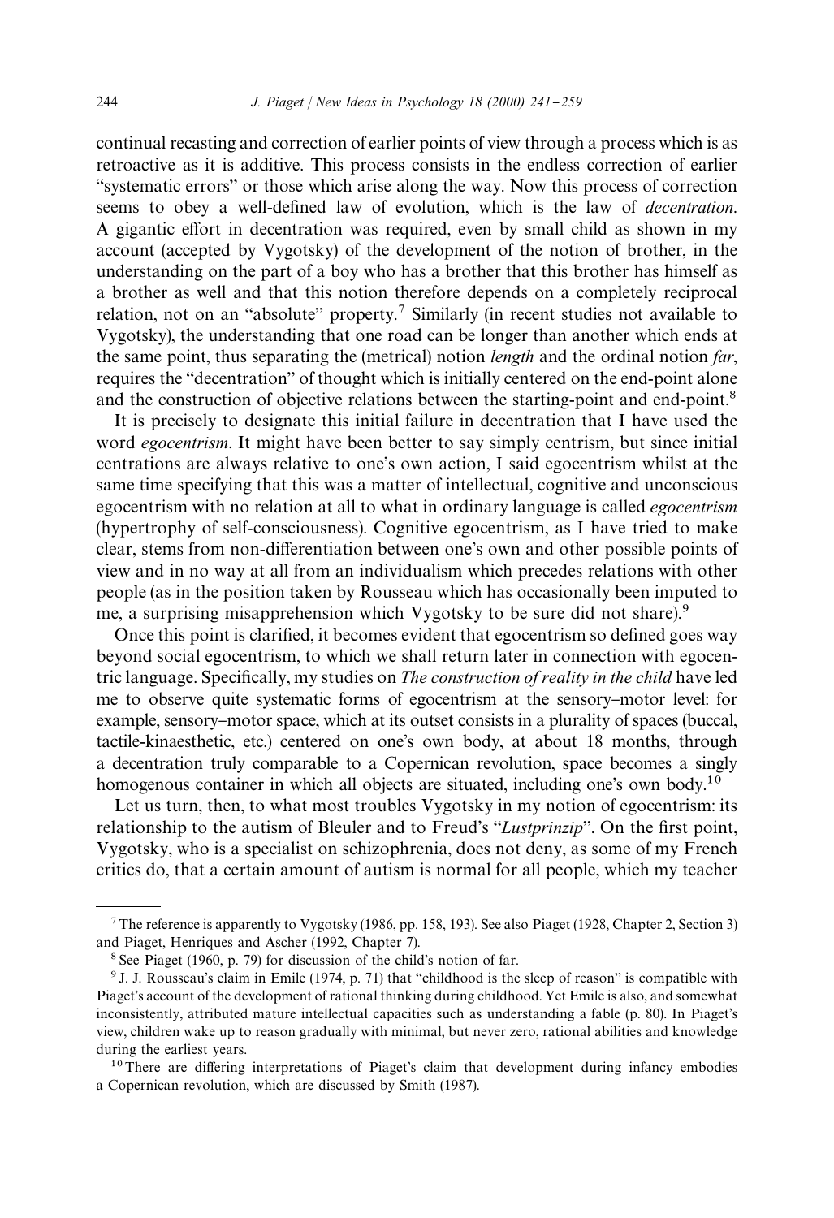continual recasting and correction of earlier points of view through a process which is as retroactive as it is additive. This process consists in the endless correction of earlier "systematic errors" or those which arise along the way. Now this process of correction seems to obey a well-defined law of evolution, which is the law of *decentration*. A gigantic effort in decentration was required, even by small child as shown in my account (accepted by Vygotsky) of the development of the notion of brother, in the understanding on the part of a boy who has a brother that this brother has himself as a brother as well and that this notion therefore depends on a completely reciprocal relation, not on an "absolute" property.[7] Similarly (in recent studies not available to Vygotsky), the understanding that one road can be longer than another which ends at the same point, thus separating the (metrical) notion *length* and the ordinal notion *far*, requires the "decentration" of thought which is initially centered on the end-point alone and the construction of objective relations between the starting-point and end-point.[8]

It is precisely to designate this initial failure in decentration that I have used the word *egocentrism*. It might have been better to say simply centrism, but since initial centrations are always relative to one's own action, I said egocentrism whilst at the same time specifying that this was a matter of intellectual, cognitive and unconscious egocentrism with no relation at all to what in ordinary language is called *egocentrism* (hypertrophy of self-consciousness). Cognitive egocentrism, as I have tried to make clear, stems from non-differentiation between one's own and other possible points of view and in no way at all from an individualism which precedes relations with other people (as in the position taken by Rousseau which has occasionally been imputed to me, a surprising misapprehension which Vygotsky to be sure did not share).[9]

Once this point is clarified, it becomes evident that egocentrism so defined goes way beyond social egocentrism, to which we shall return later in connection with egocentric language. Specifically, my studies on *The construction of reality in the child* have led me to observe quite systematic forms of egocentrism at the sensory–motor level: for example, sensory–motor space, which at its outset consists in a plurality of spaces (buccal, tactile-kinaesthetic, etc.) centered on one's own body, at about 18 months, through a decentration truly comparable to a Copernican revolution, space becomes a singly homogenous container in which all objects are situated, including one's own body.[10]

Let us turn, then, to what most troubles Vygotsky in my notion of egocentrism: its relationship to the autism of Bleuler and to Freud's "*Lustprinzip*". On the first point, Vygotsky, who is a specialist on schizophrenia, does not deny, as some of my French critics do, that a certain amount of autism is normal for all people, which my teacher

---

[7] The reference is apparently to Vygotsky (1986, pp. 158, 193). See also Piaget (1928, Chapter 2, Section 3) and Piaget, Henriques and Ascher (1992, Chapter 7).

[8] See Piaget (1960, p. 79) for discussion of the child's notion of far.

[9] J. J. Rousseau's claim in Emile (1974, p. 71) that "childhood is the sleep of reason" is compatible with Piaget's account of the development of rational thinking during childhood. Yet Emile is also, and somewhat inconsistently, attributed mature intellectual capacities such as understanding a fable (p. 80). In Piaget's view, children wake up to reason gradually with minimal, but never zero, rational abilities and knowledge during the earliest years.

[10] There are differing interpretations of Piaget's claim that development during infancy embodies a Copernican revolution, which are discussed by Smith (1987).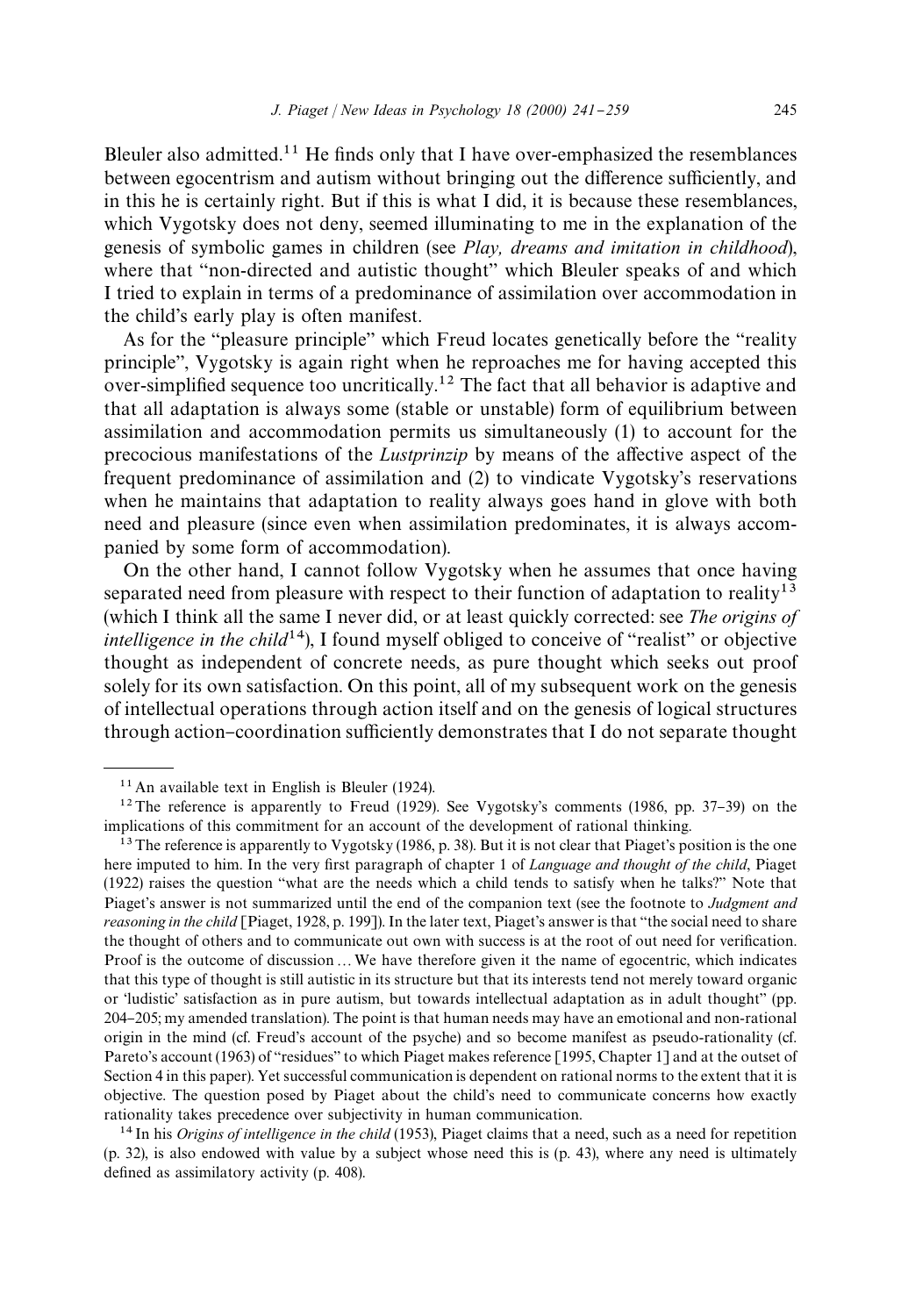Bleuler also admitted.[11] He finds only that I have over-emphasized the resemblances between egocentrism and autism without bringing out the difference sufficiently, and in this he is certainly right. But if this is what I did, it is because these resemblances, which Vygotsky does not deny, seemed illuminating to me in the explanation of the genesis of symbolic games in children (see *Play, dreams and imitation in childhood*), where that "non-directed and autistic thought" which Bleuler speaks of and which I tried to explain in terms of a predominance of assimilation over accommodation in the child's early play is often manifest.

As for the "pleasure principle" which Freud locates genetically before the "reality principle", Vygotsky is again right when he reproaches me for having accepted this over-simplified sequence too uncritically.[12] The fact that all behavior is adaptive and that all adaptation is always some (stable or unstable) form of equilibrium between assimilation and accommodation permits us simultaneously (1) to account for the precocious manifestations of the *Lustprinzip* by means of the affective aspect of the frequent predominance of assimilation and (2) to vindicate Vygotsky's reservations when he maintains that adaptation to reality always goes hand in glove with both need and pleasure (since even when assimilation predominates, it is always accompanied by some form of accommodation).

On the other hand, I cannot follow Vygotsky when he assumes that once having separated need from pleasure with respect to their function of adaptation to reality[13] (which I think all the same I never did, or at least quickly corrected: see *The origins of intelligence in the child*[14]), I found myself obliged to conceive of "realist" or objective thought as independent of concrete needs, as pure thought which seeks out proof solely for its own satisfaction. On this point, all of my subsequent work on the genesis of intellectual operations through action itself and on the genesis of logical structures through action–coordination sufficiently demonstrates that I do not separate thought

---

[11] An available text in English is Bleuler (1924).

[12] The reference is apparently to Freud (1929). See Vygotsky's comments (1986, pp. 37–39) on the implications of this commitment for an account of the development of rational thinking.

[13] The reference is apparently to Vygotsky (1986, p. 38). But it is not clear that Piaget's position is the one here imputed to him. In the very first paragraph of chapter 1 of *Language and thought of the child*, Piaget (1922) raises the question "what are the needs which a child tends to satisfy when he talks?" Note that Piaget's answer is not summarized until the end of the companion text (see the footnote to *Judgment and reasoning in the child* [Piaget, 1928, p. 199]). In the later text, Piaget's answer is that "the social need to share the thought of others and to communicate out own with success is at the root of out need for verification. Proof is the outcome of discussion … We have therefore given it the name of egocentric, which indicates that this type of thought is still autistic in its structure but that its interests tend not merely toward organic or 'ludistic' satisfaction as in pure autism, but towards intellectual adaptation as in adult thought" (pp. 204–205; my amended translation). The point is that human needs may have an emotional and non-rational origin in the mind (cf. Freud's account of the psyche) and so become manifest as pseudo-rationality (cf. Pareto's account (1963) of "residues" to which Piaget makes reference [1995, Chapter 1] and at the outset of Section 4 in this paper). Yet successful communication is dependent on rational norms to the extent that it is objective. The question posed by Piaget about the child's need to communicate concerns how exactly rationality takes precedence over subjectivity in human communication.

[14] In his *Origins of intelligence in the child* (1953), Piaget claims that a need, such as a need for repetition (p. 32), is also endowed with value by a subject whose need this is (p. 43), where any need is ultimately defined as assimilatory activity (p. 408).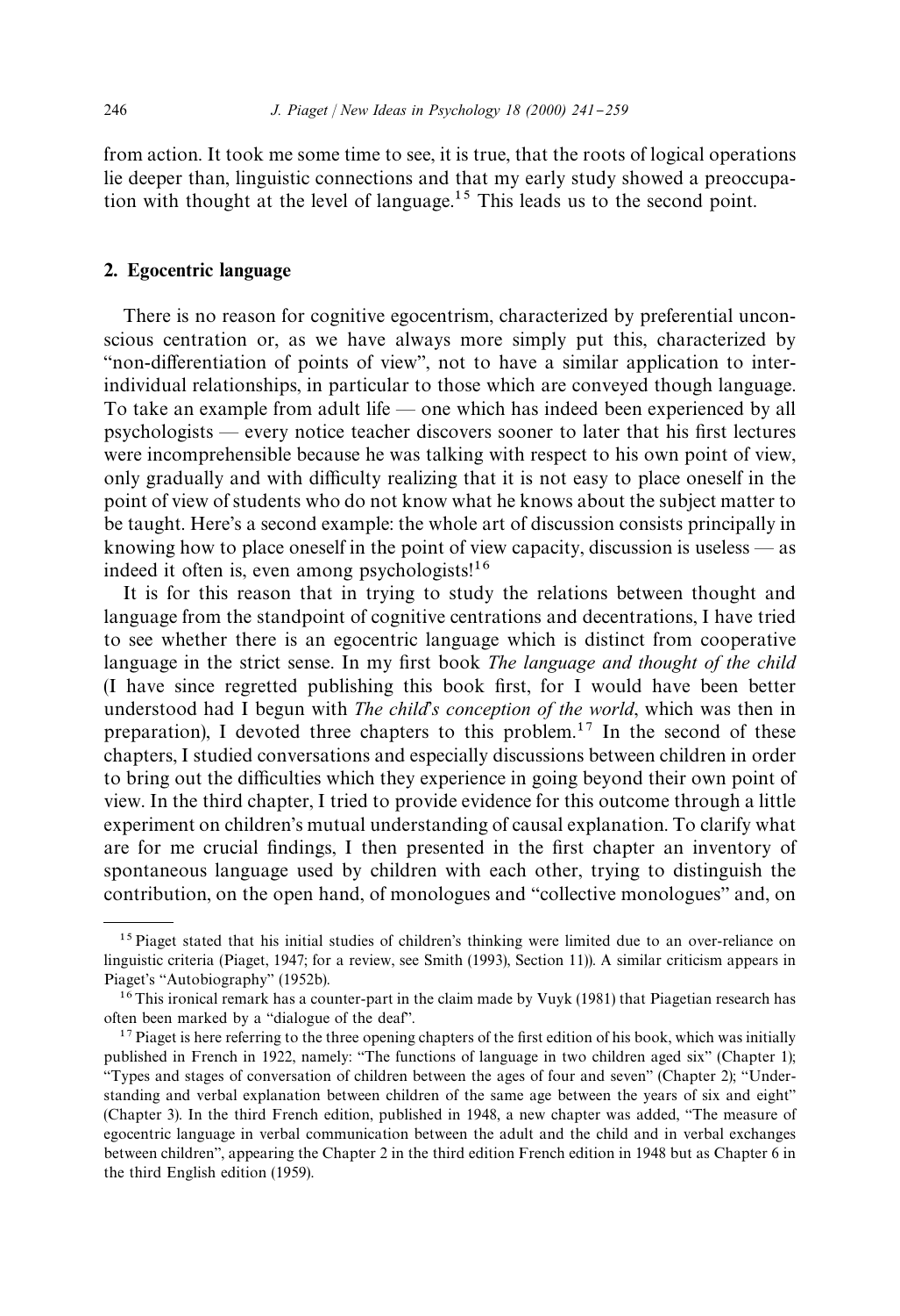from action. It took me some time to see, it is true, that the roots of logical operations lie deeper than, linguistic connections and that my early study showed a preoccupation with thought at the level of language.[15] This leads us to the second point.

## 2. Egocentric language

There is no reason for cognitive egocentrism, characterized by preferential unconscious centration or, as we have always more simply put this, characterized by "non-differentiation of points of view", not to have a similar application to inter-individual relationships, in particular to those which are conveyed though language. To take an example from adult life — one which has indeed been experienced by all psychologists — every notice teacher discovers sooner to later that his first lectures were incomprehensible because he was talking with respect to his own point of view, only gradually and with difficulty realizing that it is not easy to place oneself in the point of view of students who do not know what he knows about the subject matter to be taught. Here's a second example: the whole art of discussion consists principally in knowing how to place oneself in the point of view capacity, discussion is useless — as indeed it often is, even among psychologists![16]

It is for this reason that in trying to study the relations between thought and language from the standpoint of cognitive centrations and decentrations, I have tried to see whether there is an egocentric language which is distinct from cooperative language in the strict sense. In my first book *The language and thought of the child* (I have since regretted publishing this book first, for I would have been better understood had I begun with *The child's conception of the world*, which was then in preparation), I devoted three chapters to this problem.[17] In the second of these chapters, I studied conversations and especially discussions between children in order to bring out the difficulties which they experience in going beyond their own point of view. In the third chapter, I tried to provide evidence for this outcome through a little experiment on children's mutual understanding of causal explanation. To clarify what are for me crucial findings, I then presented in the first chapter an inventory of spontaneous language used by children with each other, trying to distinguish the contribution, on the open hand, of monologues and "collective monologues" and, on

---

[15] Piaget stated that his initial studies of children's thinking were limited due to an over-reliance on linguistic criteria (Piaget, 1947; for a review, see Smith (1993), Section 11)). A similar criticism appears in Piaget's "Autobiography" (1952b).

[16] This ironical remark has a counter-part in the claim made by Vuyk (1981) that Piagetian research has often been marked by a "dialogue of the deaf".

[17] Piaget is here referring to the three opening chapters of the first edition of his book, which was initially published in French in 1922, namely: "The functions of language in two children aged six" (Chapter 1); "Types and stages of conversation of children between the ages of four and seven" (Chapter 2); "Understanding and verbal explanation between children of the same age between the years of six and eight" (Chapter 3). In the third French edition, published in 1948, a new chapter was added, "The measure of egocentric language in verbal communication between the adult and the child and in verbal exchanges between children", appearing the Chapter 2 in the third edition French edition in 1948 but as Chapter 6 in the third English edition (1959).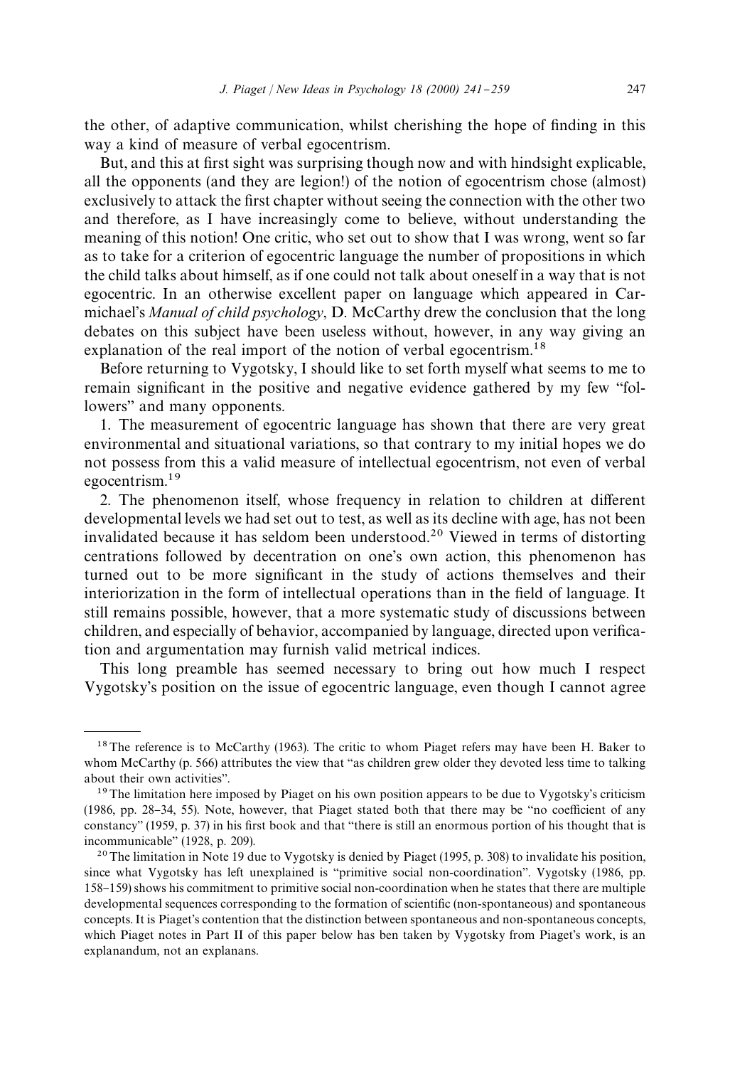the other, of adaptive communication, whilst cherishing the hope of finding in this way a kind of measure of verbal egocentrism.

But, and this at first sight was surprising though now and with hindsight explicable, all the opponents (and they are legion!) of the notion of egocentrism chose (almost) exclusively to attack the first chapter without seeing the connection with the other two and therefore, as I have increasingly come to believe, without understanding the meaning of this notion! One critic, who set out to show that I was wrong, went so far as to take for a criterion of egocentric language the number of propositions in which the child talks about himself, as if one could not talk about oneself in a way that is not egocentric. In an otherwise excellent paper on language which appeared in Carmichael's *Manual of child psychology*, D. McCarthy drew the conclusion that the long debates on this subject have been useless without, however, in any way giving an explanation of the real import of the notion of verbal egocentrism.[18]

Before returning to Vygotsky, I should like to set forth myself what seems to me to remain significant in the positive and negative evidence gathered by my few "followers" and many opponents.

1. The measurement of egocentric language has shown that there are very great environmental and situational variations, so that contrary to my initial hopes we do not possess from this a valid measure of intellectual egocentrism, not even of verbal egocentrism.[19]

2. The phenomenon itself, whose frequency in relation to children at different developmental levels we had set out to test, as well as its decline with age, has not been invalidated because it has seldom been understood.[20] Viewed in terms of distorting centrations followed by decentration on one's own action, this phenomenon has turned out to be more significant in the study of actions themselves and their interiorization in the form of intellectual operations than in the field of language. It still remains possible, however, that a more systematic study of discussions between children, and especially of behavior, accompanied by language, directed upon verification and argumentation may furnish valid metrical indices.

This long preamble has seemed necessary to bring out how much I respect Vygotsky's position on the issue of egocentric language, even though I cannot agree

---

[18] The reference is to McCarthy (1963). The critic to whom Piaget refers may have been H. Baker to whom McCarthy (p. 566) attributes the view that "as children grew older they devoted less time to talking about their own activities".

[19] The limitation here imposed by Piaget on his own position appears to be due to Vygotsky's criticism (1986, pp. 28–34, 55). Note, however, that Piaget stated both that there may be "no coefficient of any constancy" (1959, p. 37) in his first book and that "there is still an enormous portion of his thought that is incommunicable" (1928, p. 209).

[20] The limitation in Note 19 due to Vygotsky is denied by Piaget (1995, p. 308) to invalidate his position, since what Vygotsky has left unexplained is "primitive social non-coordination". Vygotsky (1986, pp. 158–159) shows his commitment to primitive social non-coordination when he states that there are multiple developmental sequences corresponding to the formation of scientific (non-spontaneous) and spontaneous concepts. It is Piaget's contention that the distinction between spontaneous and non-spontaneous concepts, which Piaget notes in Part II of this paper below has ben taken by Vygotsky from Piaget's work, is an explanandum, not an explanans.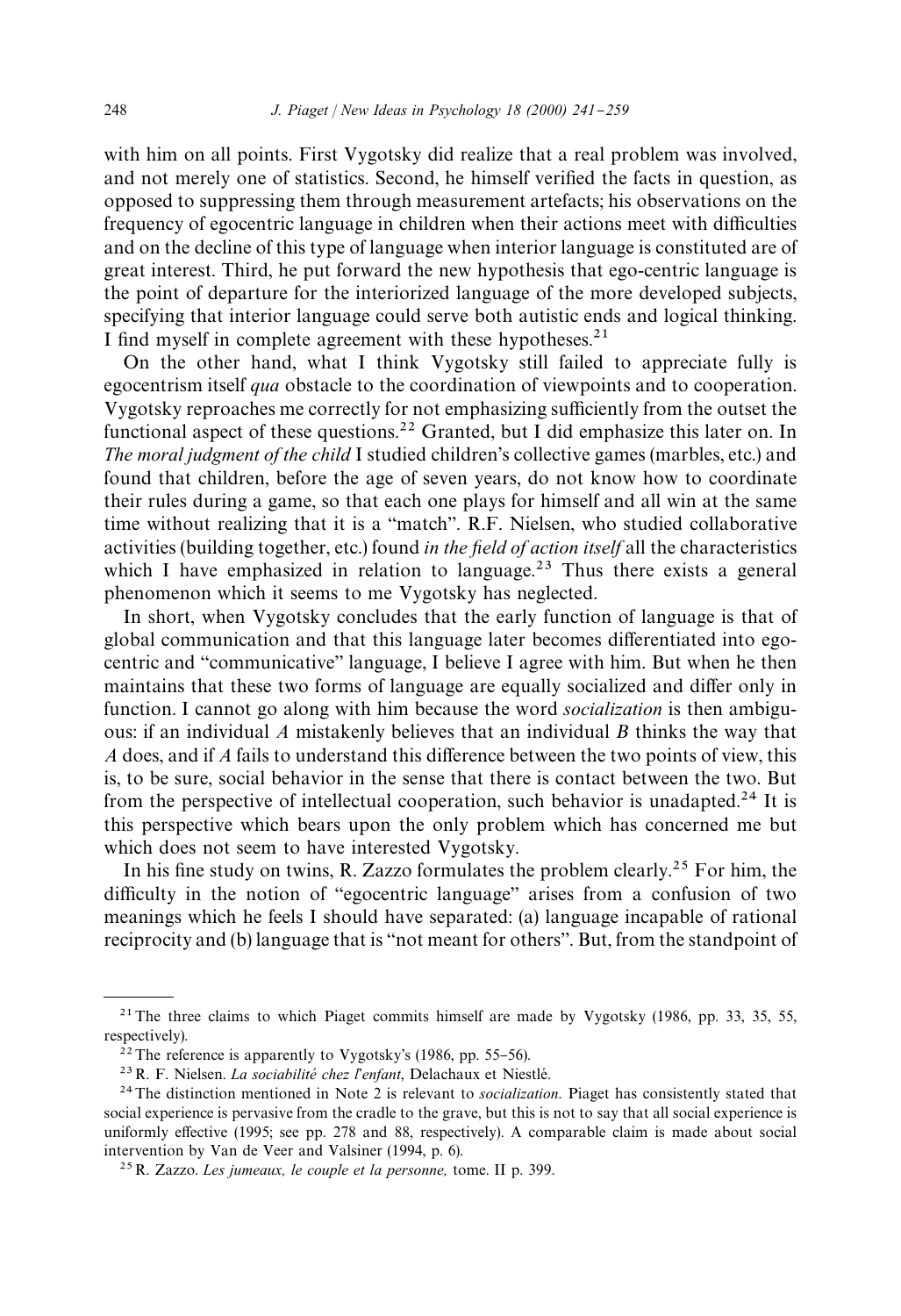with him on all points. First Vygotsky did realize that a real problem was involved, and not merely one of statistics. Second, he himself verified the facts in question, as opposed to suppressing them through measurement artefacts; his observations on the frequency of egocentric language in children when their actions meet with difficulties and on the decline of this type of language when interior language is constituted are of great interest. Third, he put forward the new hypothesis that ego-centric language is the point of departure for the interiorized language of the more developed subjects, specifying that interior language could serve both autistic ends and logical thinking. I find myself in complete agreement with these hypotheses.[21]

On the other hand, what I think Vygotsky still failed to appreciate fully is egocentrism itself *qua* obstacle to the coordination of viewpoints and to cooperation. Vygotsky reproaches me correctly for not emphasizing sufficiently from the outset the functional aspect of these questions.[22] Granted, but I did emphasize this later on. In *The moral judgment of the child* I studied children's collective games (marbles, etc.) and found that children, before the age of seven years, do not know how to coordinate their rules during a game, so that each one plays for himself and all win at the same time without realizing that it is a "match". R.F. Nielsen, who studied collaborative activities (building together, etc.) found *in the field of action itself* all the characteristics which I have emphasized in relation to language.[23] Thus there exists a general phenomenon which it seems to me Vygotsky has neglected.

In short, when Vygotsky concludes that the early function of language is that of global communication and that this language later becomes differentiated into egocentric and "communicative" language, I believe I agree with him. But when he then maintains that these two forms of language are equally socialized and differ only in function. I cannot go along with him because the word *socialization* is then ambiguous: if an individual *A* mistakenly believes that an individual *B* thinks the way that *A* does, and if *A* fails to understand this difference between the two points of view, this is, to be sure, social behavior in the sense that there is contact between the two. But from the perspective of intellectual cooperation, such behavior is unadapted.[24] It is this perspective which bears upon the only problem which has concerned me but which does not seem to have interested Vygotsky.

In his fine study on twins, R. Zazzo formulates the problem clearly.[25] For him, the difficulty in the notion of "egocentric language" arises from a confusion of two meanings which he feels I should have separated: (a) language incapable of rational reciprocity and (b) language that is "not meant for others". But, from the standpoint of

---

[21] The three claims to which Piaget commits himself are made by Vygotsky (1986, pp. 33, 35, 55, respectively).

[22] The reference is apparently to Vygotsky's (1986, pp. 55–56).

[23] R. F. Nielsen. *La sociabilité chez l'enfant*, Delachaux et Niestlé.

[24] The distinction mentioned in Note 2 is relevant to *socialization*. Piaget has consistently stated that social experience is pervasive from the cradle to the grave, but this is not to say that all social experience is uniformly effective (1995; see pp. 278 and 88, respectively). A comparable claim is made about social intervention by Van de Veer and Valsiner (1994, p. 6).

[25] R. Zazzo. *Les jumeaux, le couple et la personne,* tome. II p. 399.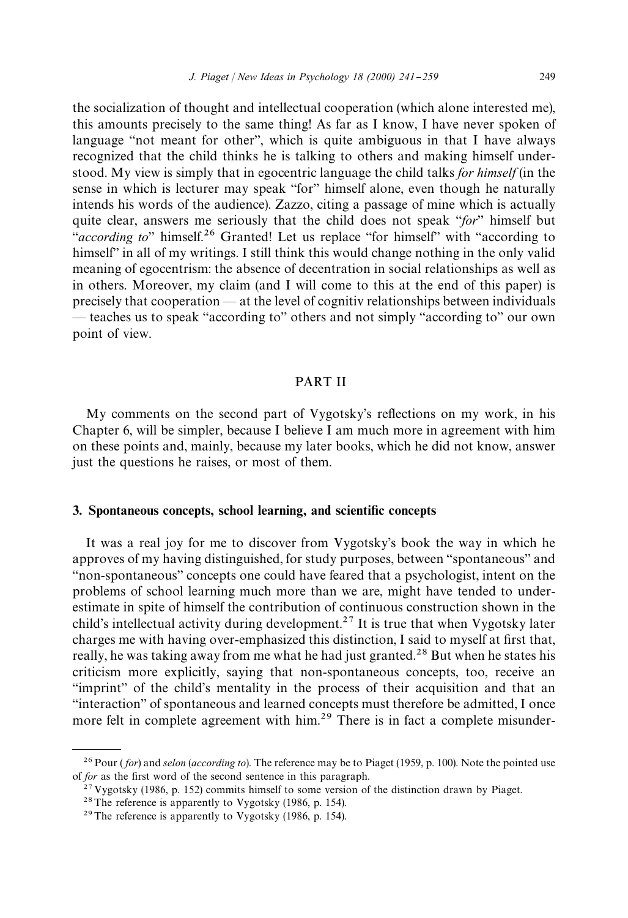the socialization of thought and intellectual cooperation (which alone interested me), this amounts precisely to the same thing! As far as I know, I have never spoken of language "not meant for other", which is quite ambiguous in that I have always recognized that the child thinks he is talking to others and making himself understood. My view is simply that in egocentric language the child talks *for himself* (in the sense in which is lecturer may speak "for" himself alone, even though he naturally intends his words of the audience). Zazzo, citing a passage of mine which is actually quite clear, answers me seriously that the child does not speak "*for*" himself but "*according to*" himself.[26] Granted! Let us replace "for himself" with "according to himself" in all of my writings. I still think this would change nothing in the only valid meaning of egocentrism: the absence of decentration in social relationships as well as in others. Moreover, my claim (and I will come to this at the end of this paper) is precisely that cooperation — at the level of cognitiv relationships between individuals — teaches us to speak "according to" others and not simply "according to" our own point of view.

## PART II

My comments on the second part of Vygotsky's reflections on my work, in his Chapter 6, will be simpler, because I believe I am much more in agreement with him on these points and, mainly, because my later books, which he did not know, answer just the questions he raises, or most of them.

### 3. Spontaneous concepts, school learning, and scientific concepts

It was a real joy for me to discover from Vygotsky's book the way in which he approves of my having distinguished, for study purposes, between "spontaneous" and "non-spontaneous" concepts one could have feared that a psychologist, intent on the problems of school learning much more than we are, might have tended to underestimate in spite of himself the contribution of continuous construction shown in the child's intellectual activity during development.[27] It is true that when Vygotsky later charges me with having over-emphasized this distinction, I said to myself at first that, really, he was taking away from me what he had just granted.[28] But when he states his criticism more explicitly, saying that non-spontaneous concepts, too, receive an "imprint" of the child's mentality in the process of their acquisition and that an "interaction" of spontaneous and learned concepts must therefore be admitted, I once more felt in complete agreement with him.[29] There is in fact a complete misunder-

---

[26] Pour (*for*) and *selon* (*according to*). The reference may be to Piaget (1959, p. 100). Note the pointed use of *for* as the first word of the second sentence in this paragraph.

[27] Vygotsky (1986, p. 152) commits himself to some version of the distinction drawn by Piaget.

[28] The reference is apparently to Vygotsky (1986, p. 154).

[29] The reference is apparently to Vygotsky (1986, p. 154).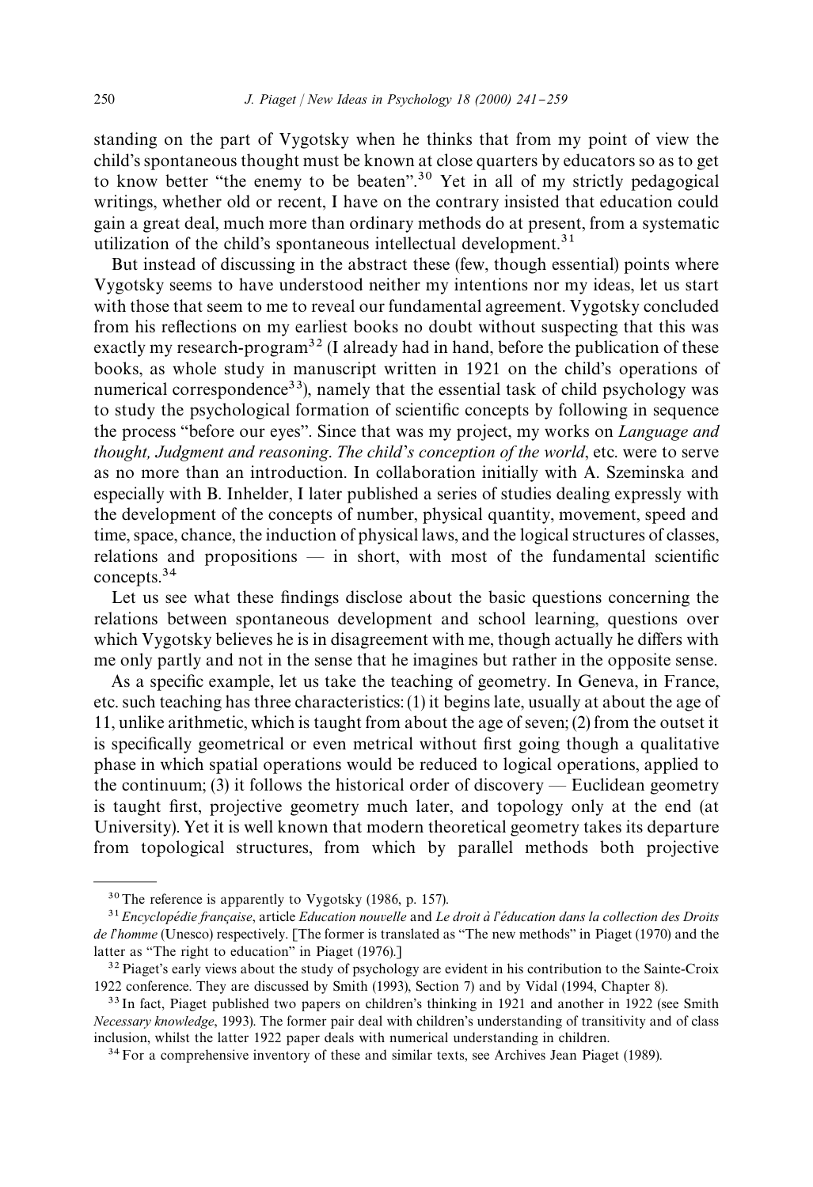standing on the part of Vygotsky when he thinks that from my point of view the child's spontaneous thought must be known at close quarters by educators so as to get to know better "the enemy to be beaten".[30] Yet in all of my strictly pedagogical writings, whether old or recent, I have on the contrary insisted that education could gain a great deal, much more than ordinary methods do at present, from a systematic utilization of the child's spontaneous intellectual development.[31]

But instead of discussing in the abstract these (few, though essential) points where Vygotsky seems to have understood neither my intentions nor my ideas, let us start with those that seem to me to reveal our fundamental agreement. Vygotsky concluded from his reflections on my earliest books no doubt without suspecting that this was exactly my research-program[32] (I already had in hand, before the publication of these books, as whole study in manuscript written in 1921 on the child's operations of numerical correspondence[33]), namely that the essential task of child psychology was to study the psychological formation of scientific concepts by following in sequence the process "before our eyes". Since that was my project, my works on *Language and thought, Judgment and reasoning*. *The child's conception of the world*, etc. were to serve as no more than an introduction. In collaboration initially with A. Szeminska and especially with B. Inhelder, I later published a series of studies dealing expressly with the development of the concepts of number, physical quantity, movement, speed and time, space, chance, the induction of physical laws, and the logical structures of classes, relations and propositions — in short, with most of the fundamental scientific concepts.[34]

Let us see what these findings disclose about the basic questions concerning the relations between spontaneous development and school learning, questions over which Vygotsky believes he is in disagreement with me, though actually he differs with me only partly and not in the sense that he imagines but rather in the opposite sense.

As a specific example, let us take the teaching of geometry. In Geneva, in France, etc. such teaching has three characteristics: (1) it begins late, usually at about the age of 11, unlike arithmetic, which is taught from about the age of seven; (2) from the outset it is specifically geometrical or even metrical without first going though a qualitative phase in which spatial operations would be reduced to logical operations, applied to the continuum; (3) it follows the historical order of discovery — Euclidean geometry is taught first, projective geometry much later, and topology only at the end (at University). Yet it is well known that modern theoretical geometry takes its departure from topological structures, from which by parallel methods both projective

---

[30] The reference is apparently to Vygotsky (1986, p. 157).

[31] *Encyclopédie française*, article *Education nouvelle* and *Le droit à l'éducation dans la collection des Droits de l'homme* (Unesco) respectively. [The former is translated as "The new methods" in Piaget (1970) and the latter as "The right to education" in Piaget (1976).]

[32] Piaget's early views about the study of psychology are evident in his contribution to the Sainte-Croix 1922 conference. They are discussed by Smith (1993), Section 7) and by Vidal (1994, Chapter 8).

[33] In fact, Piaget published two papers on children's thinking in 1921 and another in 1922 (see Smith *Necessary knowledge*, 1993). The former pair deal with children's understanding of transitivity and of class inclusion, whilst the latter 1922 paper deals with numerical understanding in children.

[34] For a comprehensive inventory of these and similar texts, see Archives Jean Piaget (1989).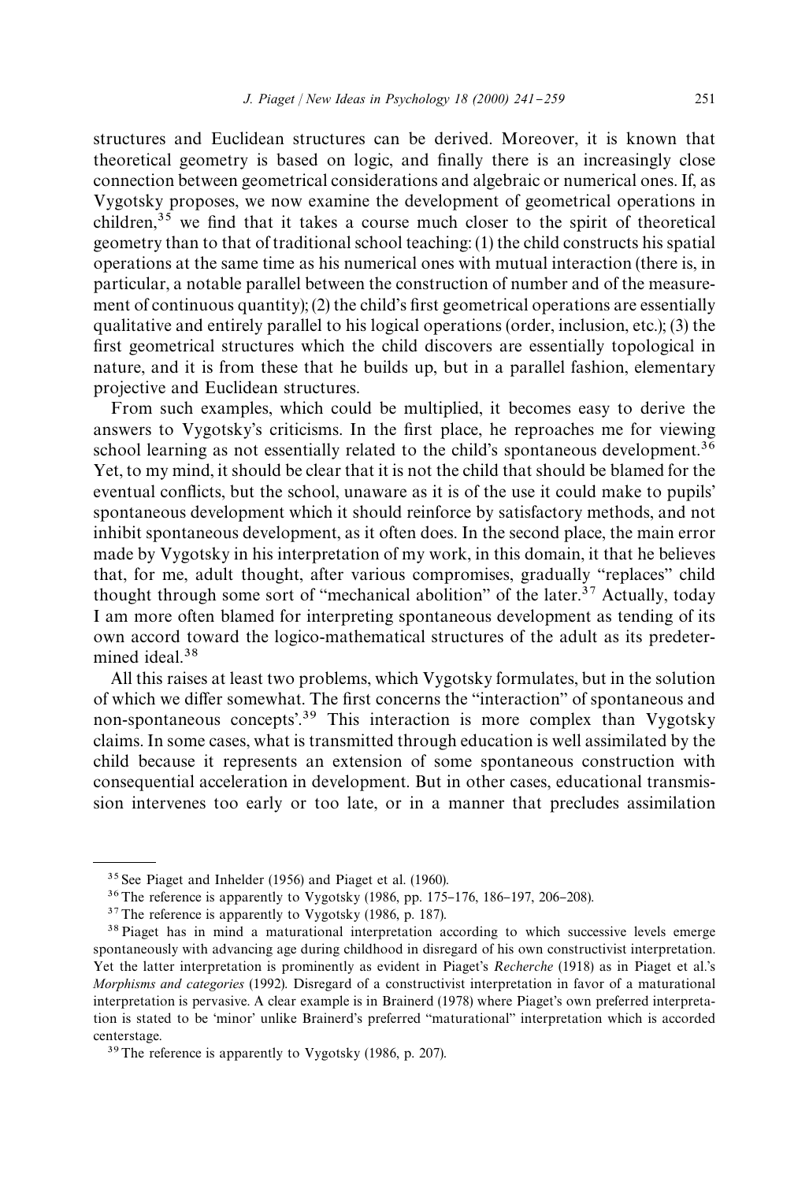structures and Euclidean structures can be derived. Moreover, it is known that theoretical geometry is based on logic, and finally there is an increasingly close connection between geometrical considerations and algebraic or numerical ones. If, as Vygotsky proposes, we now examine the development of geometrical operations in children,[35] we find that it takes a course much closer to the spirit of theoretical geometry than to that of traditional school teaching: (1) the child constructs his spatial operations at the same time as his numerical ones with mutual interaction (there is, in particular, a notable parallel between the construction of number and of the measurement of continuous quantity); (2) the child's first geometrical operations are essentially qualitative and entirely parallel to his logical operations (order, inclusion, etc.); (3) the first geometrical structures which the child discovers are essentially topological in nature, and it is from these that he builds up, but in a parallel fashion, elementary projective and Euclidean structures.

From such examples, which could be multiplied, it becomes easy to derive the answers to Vygotsky's criticisms. In the first place, he reproaches me for viewing school learning as not essentially related to the child's spontaneous development.[36] Yet, to my mind, it should be clear that it is not the child that should be blamed for the eventual conflicts, but the school, unaware as it is of the use it could make to pupils' spontaneous development which it should reinforce by satisfactory methods, and not inhibit spontaneous development, as it often does. In the second place, the main error made by Vygotsky in his interpretation of my work, in this domain, it that he believes that, for me, adult thought, after various compromises, gradually "replaces" child thought through some sort of "mechanical abolition" of the later.[37] Actually, today I am more often blamed for interpreting spontaneous development as tending of its own accord toward the logico-mathematical structures of the adult as its predetermined ideal.[38]

All this raises at least two problems, which Vygotsky formulates, but in the solution of which we differ somewhat. The first concerns the "interaction" of spontaneous and non-spontaneous concepts'.[39] This interaction is more complex than Vygotsky claims. In some cases, what is transmitted through education is well assimilated by the child because it represents an extension of some spontaneous construction with consequential acceleration in development. But in other cases, educational transmission intervenes too early or too late, or in a manner that precludes assimilation

---

[35] See Piaget and Inhelder (1956) and Piaget et al. (1960).

[36] The reference is apparently to Vygotsky (1986, pp. 175–176, 186–197, 206–208).

[37] The reference is apparently to Vygotsky (1986, p. 187).

[38] Piaget has in mind a maturational interpretation according to which successive levels emerge spontaneously with advancing age during childhood in disregard of his own constructivist interpretation. Yet the latter interpretation is prominently as evident in Piaget's *Recherche* (1918) as in Piaget et al.'s *Morphisms and categories* (1992). Disregard of a constructivist interpretation in favor of a maturational interpretation is pervasive. A clear example is in Brainerd (1978) where Piaget's own preferred interpretation is stated to be 'minor' unlike Brainerd's preferred "maturational" interpretation which is accorded centerstage.

[39] The reference is apparently to Vygotsky (1986, p. 207).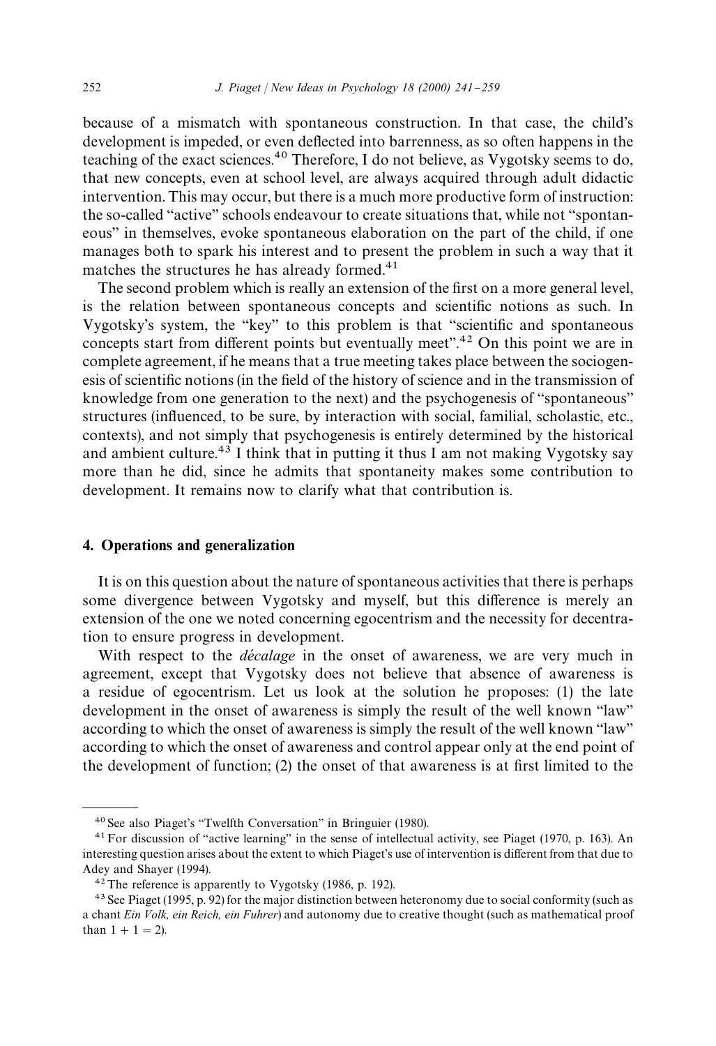because of a mismatch with spontaneous construction. In that case, the child's development is impeded, or even deflected into barrenness, as so often happens in the teaching of the exact sciences.[40] Therefore, I do not believe, as Vygotsky seems to do, that new concepts, even at school level, are always acquired through adult didactic intervention. This may occur, but there is a much more productive form of instruction: the so-called "active" schools endeavour to create situations that, while not "spontaneous" in themselves, evoke spontaneous elaboration on the part of the child, if one manages both to spark his interest and to present the problem in such a way that it matches the structures he has already formed.[41]

The second problem which is really an extension of the first on a more general level, is the relation between spontaneous concepts and scientific notions as such. In Vygotsky's system, the "key" to this problem is that "scientific and spontaneous concepts start from different points but eventually meet".[42] On this point we are in complete agreement, if he means that a true meeting takes place between the sociogenesis of scientific notions (in the field of the history of science and in the transmission of knowledge from one generation to the next) and the psychogenesis of "spontaneous" structures (influenced, to be sure, by interaction with social, familial, scholastic, etc., contexts), and not simply that psychogenesis is entirely determined by the historical and ambient culture.[43] I think that in putting it thus I am not making Vygotsky say more than he did, since he admits that spontaneity makes some contribution to development. It remains now to clarify what that contribution is.

## 4. Operations and generalization

It is on this question about the nature of spontaneous activities that there is perhaps some divergence between Vygotsky and myself, but this difference is merely an extension of the one we noted concerning egocentrism and the necessity for decentration to ensure progress in development.

With respect to the *décalage* in the onset of awareness, we are very much in agreement, except that Vygotsky does not believe that absence of awareness is a residue of egocentrism. Let us look at the solution he proposes: (1) the late development in the onset of awareness is simply the result of the well known "law" according to which the onset of awareness is simply the result of the well known "law" according to which the onset of awareness and control appear only at the end point of the development of function; (2) the onset of that awareness is at first limited to the

---

[40] See also Piaget's "Twelfth Conversation" in Bringuier (1980).

[41] For discussion of "active learning" in the sense of intellectual activity, see Piaget (1970, p. 163). An interesting question arises about the extent to which Piaget's use of intervention is different from that due to Adey and Shayer (1994).

[42] The reference is apparently to Vygotsky (1986, p. 192).

[43] See Piaget (1995, p. 92) for the major distinction between heteronomy due to social conformity (such as a chant *Ein Volk, ein Reich, ein Fuhrer*) and autonomy due to creative thought (such as mathematical proof than $1 + 1 = 2$).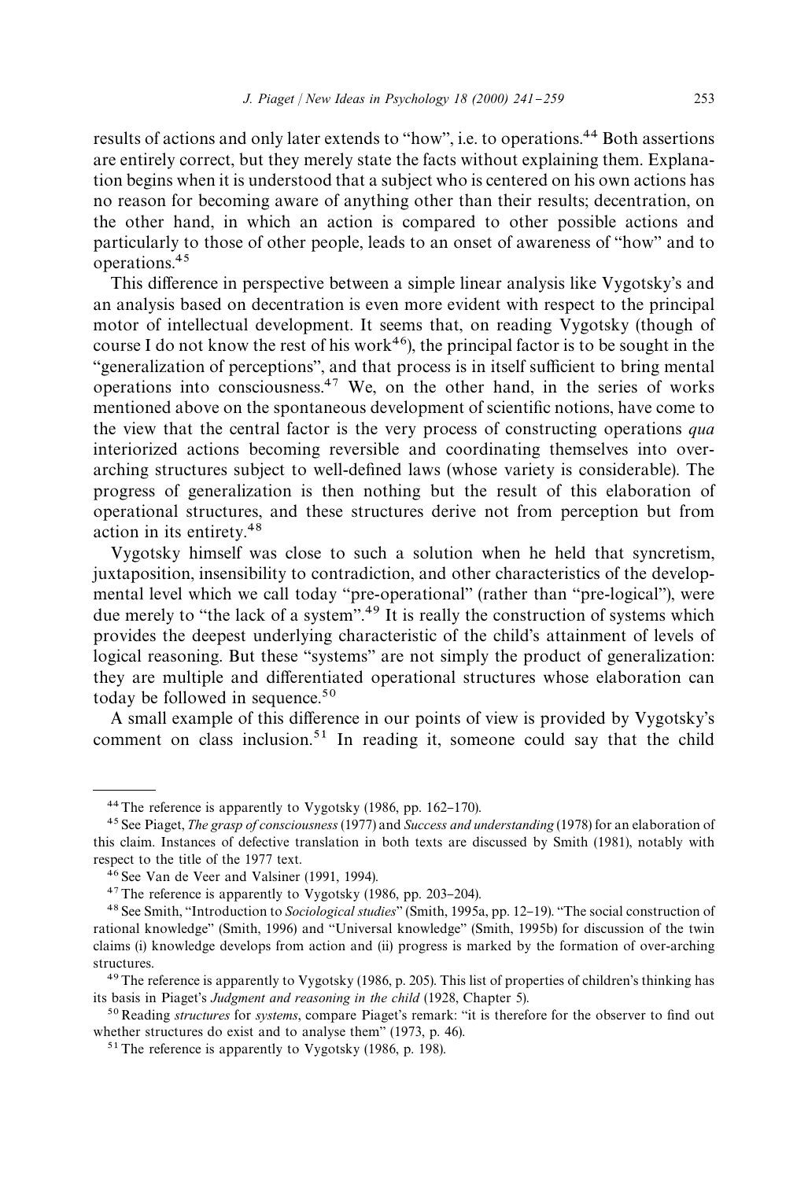results of actions and only later extends to "how", i.e. to operations.[44] Both assertions are entirely correct, but they merely state the facts without explaining them. Explanation begins when it is understood that a subject who is centered on his own actions has no reason for becoming aware of anything other than their results; decentration, on the other hand, in which an action is compared to other possible actions and particularly to those of other people, leads to an onset of awareness of "how" and to operations.[45]

This difference in perspective between a simple linear analysis like Vygotsky's and an analysis based on decentration is even more evident with respect to the principal motor of intellectual development. It seems that, on reading Vygotsky (though of course I do not know the rest of his work[46]), the principal factor is to be sought in the "generalization of perceptions", and that process is in itself sufficient to bring mental operations into consciousness.[47] We, on the other hand, in the series of works mentioned above on the spontaneous development of scientific notions, have come to the view that the central factor is the very process of constructing operations *qua* interiorized actions becoming reversible and coordinating themselves into over-arching structures subject to well-defined laws (whose variety is considerable). The progress of generalization is then nothing but the result of this elaboration of operational structures, and these structures derive not from perception but from action in its entirety.[48]

Vygotsky himself was close to such a solution when he held that syncretism, juxtaposition, insensibility to contradiction, and other characteristics of the developmental level which we call today "pre-operational" (rather than "pre-logical"), were due merely to "the lack of a system".[49] It is really the construction of systems which provides the deepest underlying characteristic of the child's attainment of levels of logical reasoning. But these "systems" are not simply the product of generalization: they are multiple and differentiated operational structures whose elaboration can today be followed in sequence.[50]

A small example of this difference in our points of view is provided by Vygotsky's comment on class inclusion.[51] In reading it, someone could say that the child

---

[44] The reference is apparently to Vygotsky (1986, pp. 162–170).

[45] See Piaget, *The grasp of consciousness* (1977) and *Success and understanding* (1978) for an elaboration of this claim. Instances of defective translation in both texts are discussed by Smith (1981), notably with respect to the title of the 1977 text.

[46] See Van de Veer and Valsiner (1991, 1994).

[47] The reference is apparently to Vygotsky (1986, pp. 203–204).

[48] See Smith, "Introduction to *Sociological studies*" (Smith, 1995a, pp. 12–19). "The social construction of rational knowledge" (Smith, 1996) and "Universal knowledge" (Smith, 1995b) for discussion of the twin claims (i) knowledge develops from action and (ii) progress is marked by the formation of over-arching structures.

[49] The reference is apparently to Vygotsky (1986, p. 205). This list of properties of children's thinking has its basis in Piaget's *Judgment and reasoning in the child* (1928, Chapter 5).

[50] Reading *structures* for *systems*, compare Piaget's remark: "it is therefore for the observer to find out whether structures do exist and to analyse them" (1973, p. 46).

[51] The reference is apparently to Vygotsky (1986, p. 198).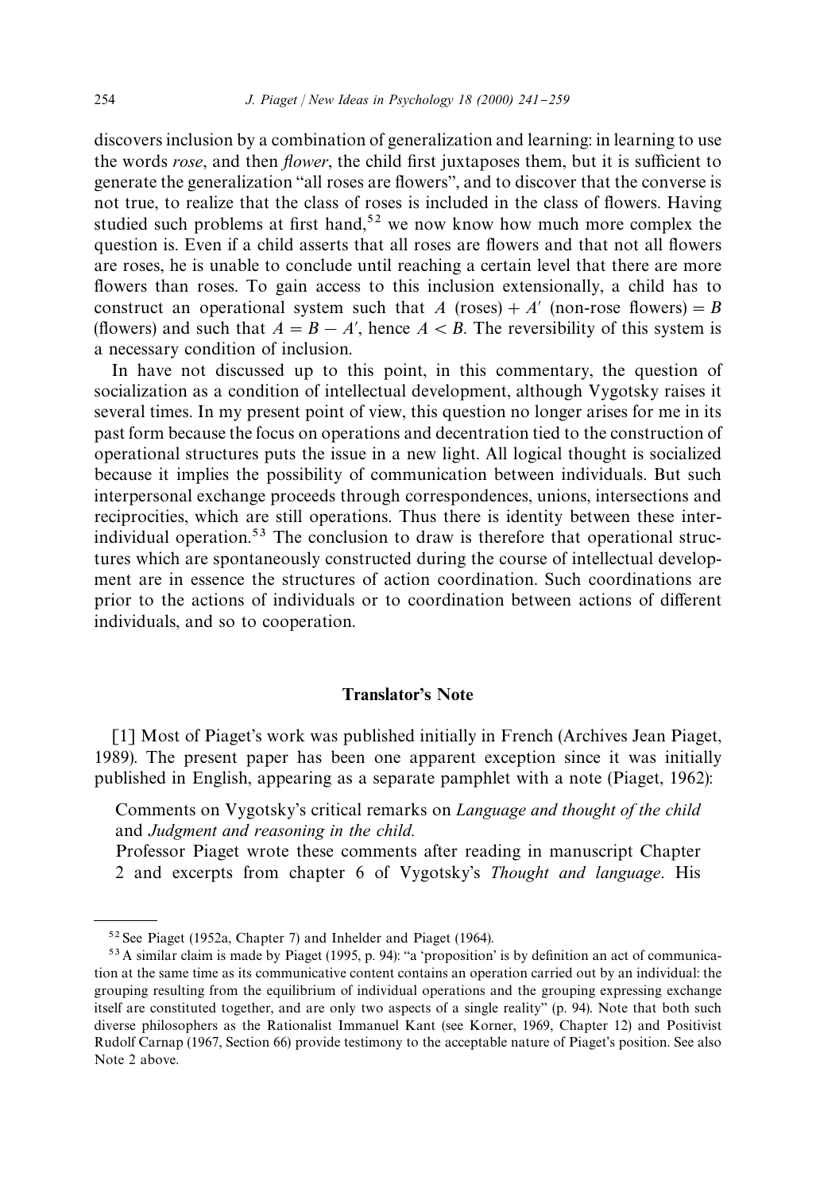discovers inclusion by a combination of generalization and learning: in learning to use the words *rose*, and then *flower*, the child first juxtaposes them, but it is sufficient to generate the generalization "all roses are flowers", and to discover that the converse is not true, to realize that the class of roses is included in the class of flowers. Having studied such problems at first hand,[52] we now know how much more complex the question is. Even if a child asserts that all roses are flowers and that not all flowers are roses, he is unable to conclude until reaching a certain level that there are more flowers than roses. To gain access to this inclusion extensionally, a child has to construct an operational system such that $A$ (roses) $+ A'$ (non-rose flowers) $= B$ (flowers) and such that $A = B - A'$, hence $A < B$. The reversibility of this system is a necessary condition of inclusion.

In have not discussed up to this point, in this commentary, the question of socialization as a condition of intellectual development, although Vygotsky raises it several times. In my present point of view, this question no longer arises for me in its past form because the focus on operations and decentration tied to the construction of operational structures puts the issue in a new light. All logical thought is socialized because it implies the possibility of communication between individuals. But such interpersonal exchange proceeds through correspondences, unions, intersections and reciprocities, which are still operations. Thus there is identity between these inter-individual operation.[53] The conclusion to draw is therefore that operational structures which are spontaneously constructed during the course of intellectual development are in essence the structures of action coordination. Such coordinations are prior to the actions of individuals or to coordination between actions of different individuals, and so to cooperation.

## Translator's Note

[1] Most of Piaget's work was published initially in French (Archives Jean Piaget, 1989). The present paper has been one apparent exception since it was initially published in English, appearing as a separate pamphlet with a note (Piaget, 1962):

> Comments on Vygotsky's critical remarks on *Language and thought of the child* and *Judgment and reasoning in the child.*
> Professor Piaget wrote these comments after reading in manuscript Chapter 2 and excerpts from chapter 6 of Vygotsky's *Thought and language*. His

---

[52] See Piaget (1952a, Chapter 7) and Inhelder and Piaget (1964).

[53] A similar claim is made by Piaget (1995, p. 94): "a 'proposition' is by definition an act of communication at the same time as its communicative content contains an operation carried out by an individual: the grouping resulting from the equilibrium of individual operations and the grouping expressing exchange itself are constituted together, and are only two aspects of a single reality" (p. 94). Note that both such diverse philosophers as the Rationalist Immanuel Kant (see Korner, 1969, Chapter 12) and Positivist Rudolf Carnap (1967, Section 66) provide testimony to the acceptable nature of Piaget's position. See also Note 2 above.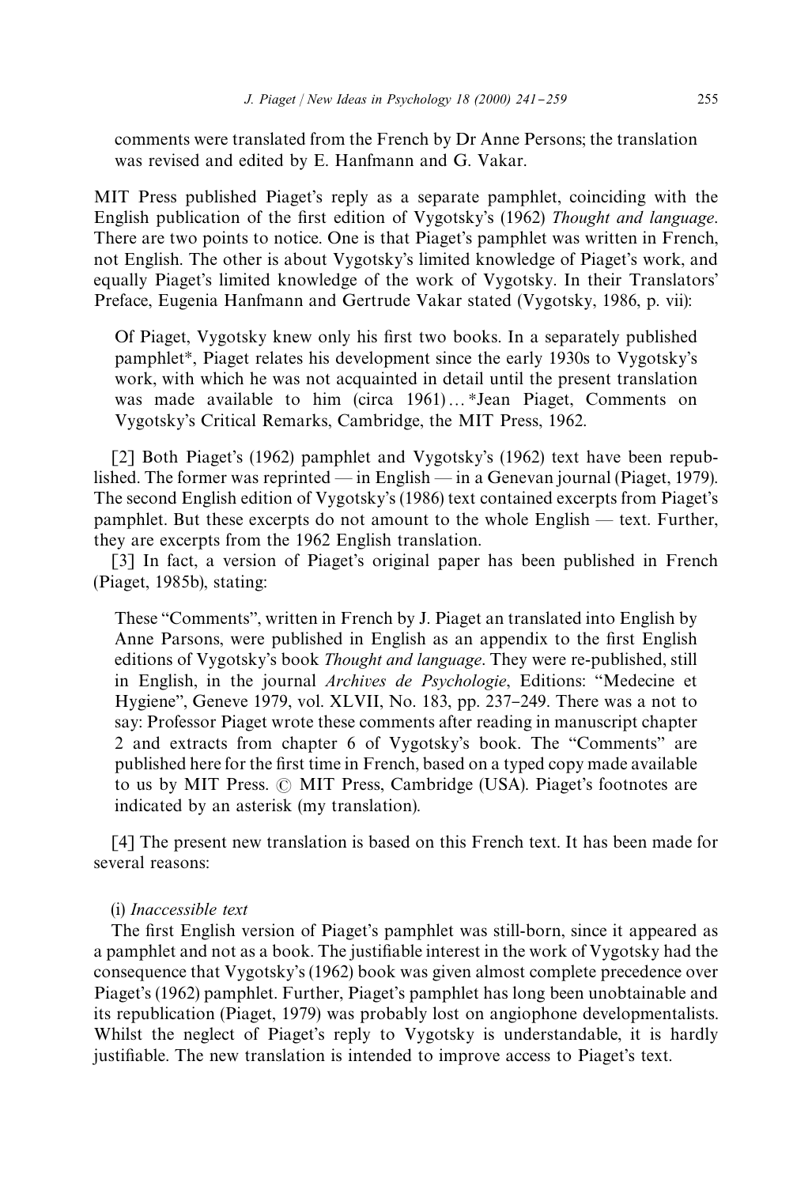comments were translated from the French by Dr Anne Persons; the translation was revised and edited by E. Hanfmann and G. Vakar.

MIT Press published Piaget's reply as a separate pamphlet, coinciding with the English publication of the first edition of Vygotsky's (1962) *Thought and language*. There are two points to notice. One is that Piaget's pamphlet was written in French, not English. The other is about Vygotsky's limited knowledge of Piaget's work, and equally Piaget's limited knowledge of the work of Vygotsky. In their Translators' Preface, Eugenia Hanfmann and Gertrude Vakar stated (Vygotsky, 1986, p. vii):

> Of Piaget, Vygotsky knew only his first two books. In a separately published pamphlet*, Piaget relates his development since the early 1930s to Vygotsky's work, with which he was not acquainted in detail until the present translation was made available to him (circa 1961)... *Jean Piaget, Comments on Vygotsky's Critical Remarks, Cambridge, the MIT Press, 1962.

[2] Both Piaget's (1962) pamphlet and Vygotsky's (1962) text have been republished. The former was reprinted — in English — in a Genevan journal (Piaget, 1979). The second English edition of Vygotsky's (1986) text contained excerpts from Piaget's pamphlet. But these excerpts do not amount to the whole English — text. Further, they are excerpts from the 1962 English translation.

[3] In fact, a version of Piaget's original paper has been published in French (Piaget, 1985b), stating:

> These "Comments", written in French by J. Piaget an translated into English by Anne Parsons, were published in English as an appendix to the first English editions of Vygotsky's book *Thought and language*. They were re-published, still in English, in the journal *Archives de Psychologie*, Editions: "Medecine et Hygiene", Geneve 1979, vol. XLVII, No. 183, pp. 237–249. There was a not to say: Professor Piaget wrote these comments after reading in manuscript chapter 2 and extracts from chapter 6 of Vygotsky's book. The "Comments" are published here for the first time in French, based on a typed copy made available to us by MIT Press. © MIT Press, Cambridge (USA). Piaget's footnotes are indicated by an asterisk (my translation).

[4] The present new translation is based on this French text. It has been made for several reasons:

(i) *Inaccessible text*

The first English version of Piaget's pamphlet was still-born, since it appeared as a pamphlet and not as a book. The justifiable interest in the work of Vygotsky had the consequence that Vygotsky's (1962) book was given almost complete precedence over Piaget's (1962) pamphlet. Further, Piaget's pamphlet has long been unobtainable and its republication (Piaget, 1979) was probably lost on angiophone developmentalists. Whilst the neglect of Piaget's reply to Vygotsky is understandable, it is hardly justifiable. The new translation is intended to improve access to Piaget's text.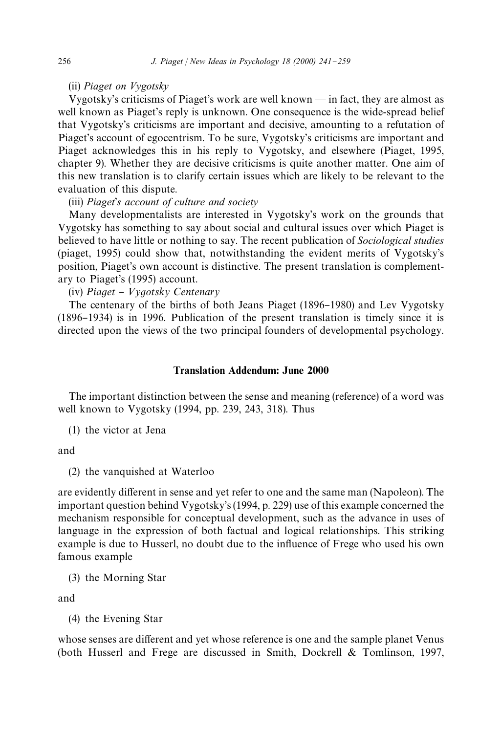(ii) *Piaget on Vygotsky*

Vygotsky's criticisms of Piaget's work are well known — in fact, they are almost as well known as Piaget's reply is unknown. One consequence is the wide-spread belief that Vygotsky's criticisms are important and decisive, amounting to a refutation of Piaget's account of egocentrism. To be sure, Vygotsky's criticisms are important and Piaget acknowledges this in his reply to Vygotsky, and elsewhere (Piaget, 1995, chapter 9). Whether they are decisive criticisms is quite another matter. One aim of this new translation is to clarify certain issues which are likely to be relevant to the evaluation of this dispute.

(iii) *Piaget's account of culture and society*

Many developmentalists are interested in Vygotsky's work on the grounds that Vygotsky has something to say about social and cultural issues over which Piaget is believed to have little or nothing to say. The recent publication of *Sociological studies* (piaget, 1995) could show that, notwithstanding the evident merits of Vygotsky's position, Piaget's own account is distinctive. The present translation is complementary to Piaget's (1995) account.

(iv) *Piaget – Vygotsky Centenary*

The centenary of the births of both Jeans Piaget (1896–1980) and Lev Vygotsky (1896–1934) is in 1996. Publication of the present translation is timely since it is directed upon the views of the two principal founders of developmental psychology.

## Translation Addendum: June 2000

The important distinction between the sense and meaning (reference) of a word was well known to Vygotsky (1994, pp. 239, 243, 318). Thus

(1) the victor at Jena

and

(2) the vanquished at Waterloo

are evidently different in sense and yet refer to one and the same man (Napoleon). The important question behind Vygotsky's (1994, p. 229) use of this example concerned the mechanism responsible for conceptual development, such as the advance in uses of language in the expression of both factual and logical relationships. This striking example is due to Husserl, no doubt due to the influence of Frege who used his own famous example

(3) the Morning Star

and

(4) the Evening Star

whose senses are different and yet whose reference is one and the sample planet Venus (both Husserl and Frege are discussed in Smith, Dockrell & Tomlinson, 1997,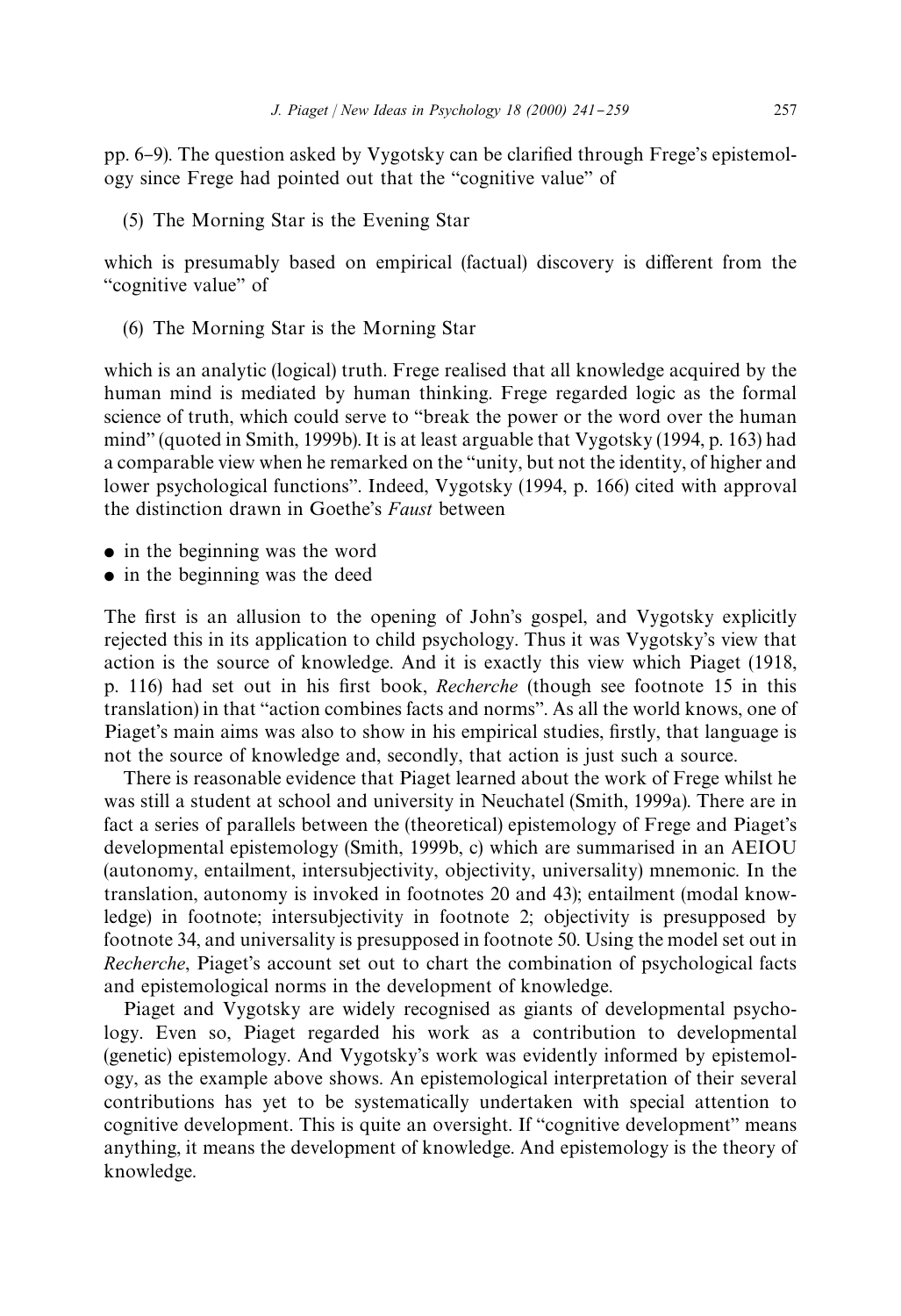pp. 6–9). The question asked by Vygotsky can be clarified through Frege's epistemology since Frege had pointed out that the "cognitive value" of

(5) The Morning Star is the Evening Star

which is presumably based on empirical (factual) discovery is different from the "cognitive value" of

(6) The Morning Star is the Morning Star

which is an analytic (logical) truth. Frege realised that all knowledge acquired by the human mind is mediated by human thinking. Frege regarded logic as the formal science of truth, which could serve to "break the power or the word over the human mind" (quoted in Smith, 1999b). It is at least arguable that Vygotsky (1994, p. 163) had a comparable view when he remarked on the "unity, but not the identity, of higher and lower psychological functions". Indeed, Vygotsky (1994, p. 166) cited with approval the distinction drawn in Goethe's *Faust* between

- in the beginning was the word
- in the beginning was the deed

The first is an allusion to the opening of John's gospel, and Vygotsky explicitly rejected this in its application to child psychology. Thus it was Vygotsky's view that action is the source of knowledge. And it is exactly this view which Piaget (1918, p. 116) had set out in his first book, *Recherche* (though see footnote 15 in this translation) in that "action combines facts and norms". As all the world knows, one of Piaget's main aims was also to show in his empirical studies, firstly, that language is not the source of knowledge and, secondly, that action is just such a source.

There is reasonable evidence that Piaget learned about the work of Frege whilst he was still a student at school and university in Neuchatel (Smith, 1999a). There are in fact a series of parallels between the (theoretical) epistemology of Frege and Piaget's developmental epistemology (Smith, 1999b, c) which are summarised in an AEIOU (autonomy, entailment, intersubjectivity, objectivity, universality) mnemonic. In the translation, autonomy is invoked in footnotes 20 and 43); entailment (modal knowledge) in footnote; intersubjectivity in footnote 2; objectivity is presupposed by footnote 34, and universality is presupposed in footnote 50. Using the model set out in *Recherche*, Piaget's account set out to chart the combination of psychological facts and epistemological norms in the development of knowledge.

Piaget and Vygotsky are widely recognised as giants of developmental psychology. Even so, Piaget regarded his work as a contribution to developmental (genetic) epistemology. And Vygotsky's work was evidently informed by epistemology, as the example above shows. An epistemological interpretation of their several contributions has yet to be systematically undertaken with special attention to cognitive development. This is quite an oversight. If "cognitive development" means anything, it means the development of knowledge. And epistemology is the theory of knowledge.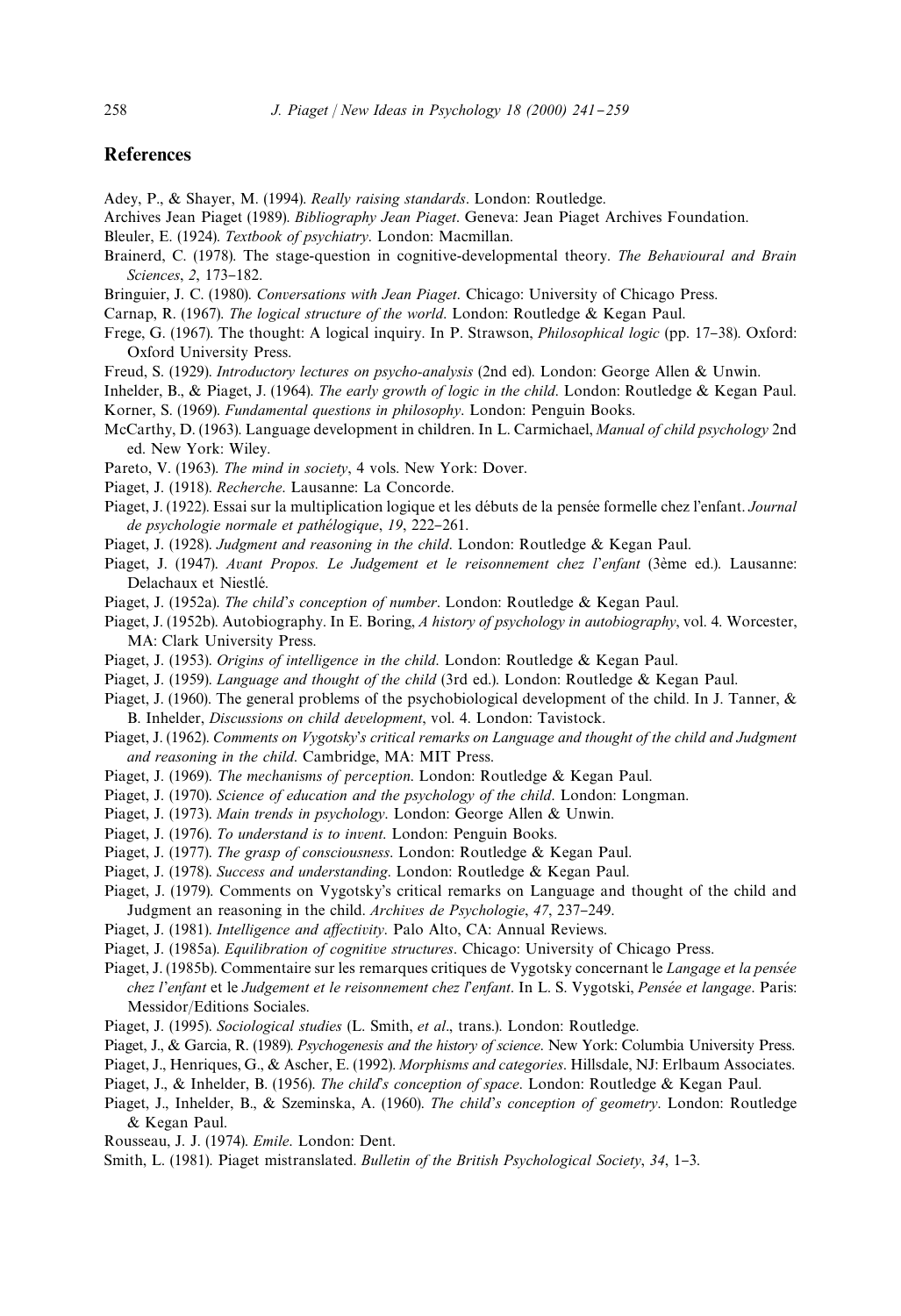## References

Adey, P., & Shayer, M. (1994). *Really raising standards*. London: Routledge.

Archives Jean Piaget (1989). *Bibliography Jean Piaget*. Geneva: Jean Piaget Archives Foundation.

Bleuler, E. (1924). *Textbook of psychiatry*. London: Macmillan.

Brainerd, C. (1978). The stage-question in cognitive-developmental theory. *The Behavioural and Brain Sciences*, *2*, 173–182.

Bringuier, J. C. (1980). *Conversations with Jean Piaget*. Chicago: University of Chicago Press.

Carnap, R. (1967). *The logical structure of the world*. London: Routledge & Kegan Paul.

Frege, G. (1967). The thought: A logical inquiry. In P. Strawson, *Philosophical logic* (pp. 17–38). Oxford: Oxford University Press.

Freud, S. (1929). *Introductory lectures on psycho-analysis* (2nd ed). London: George Allen & Unwin.

Inhelder, B., & Piaget, J. (1964). *The early growth of logic in the child*. London: Routledge & Kegan Paul.

Korner, S. (1969). *Fundamental questions in philosophy*. London: Penguin Books.

McCarthy, D. (1963). Language development in children. In L. Carmichael, *Manual of child psychology* 2nd ed. New York: Wiley.

Pareto, V. (1963). *The mind in society*, 4 vols. New York: Dover.

Piaget, J. (1918). *Recherche*. Lausanne: La Concorde.

Piaget, J. (1922). Essai sur la multiplication logique et les débuts de la pensée formelle chez l'enfant. *Journal de psychologie normale et pathélogique*, *19*, 222–261.

Piaget, J. (1928). *Judgment and reasoning in the child*. London: Routledge & Kegan Paul.

Piaget, J. (1947). *Avant Propos. Le Judgement et le reisonnement chez l'enfant* (3ème ed.). Lausanne: Delachaux et Niestlé.

Piaget, J. (1952a). *The child's conception of number*. London: Routledge & Kegan Paul.

Piaget, J. (1952b). Autobiography. In E. Boring, *A history of psychology in autobiography*, vol. 4. Worcester, MA: Clark University Press.

Piaget, J. (1953). *Origins of intelligence in the child*. London: Routledge & Kegan Paul.

Piaget, J. (1959). *Language and thought of the child* (3rd ed.). London: Routledge & Kegan Paul.

Piaget, J. (1960). The general problems of the psychobiological development of the child. In J. Tanner, & B. Inhelder, *Discussions on child development*, vol. 4. London: Tavistock.

Piaget, J. (1962). *Comments on Vygotsky's critical remarks on Language and thought of the child and Judgment and reasoning in the child*. Cambridge, MA: MIT Press.

Piaget, J. (1969). *The mechanisms of perception*. London: Routledge & Kegan Paul.

Piaget, J. (1970). *Science of education and the psychology of the child*. London: Longman.

Piaget, J. (1973). *Main trends in psychology*. London: George Allen & Unwin.

Piaget, J. (1976). *To understand is to invent*. London: Penguin Books.

Piaget, J. (1977). *The grasp of consciousness*. London: Routledge & Kegan Paul.

Piaget, J. (1978). *Success and understanding*. London: Routledge & Kegan Paul.

Piaget, J. (1979). Comments on Vygotsky's critical remarks on Language and thought of the child and Judgment an reasoning in the child. *Archives de Psychologie*, *47*, 237–249.

Piaget, J. (1981). *Intelligence and affectivity*. Palo Alto, CA: Annual Reviews.

Piaget, J. (1985a). *Equilibration of cognitive structures*. Chicago: University of Chicago Press.

Piaget, J. (1985b). Commentaire sur les remarques critiques de Vygotsky concernant le *Langage et la pensée chez l'enfant* et le *Judgement et le reisonnement chez l'enfant*. In L. S. Vygotski, *Pensée et langage*. Paris: Messidor/Editions Sociales.

Piaget, J. (1995). *Sociological studies* (L. Smith, *et al*., trans.). London: Routledge.

Piaget, J., & Garcia, R. (1989). *Psychogenesis and the history of science*. New York: Columbia University Press.

Piaget, J., Henriques, G., & Ascher, E. (1992). *Morphisms and categories*. Hillsdale, NJ: Erlbaum Associates.

Piaget, J., & Inhelder, B. (1956). *The child's conception of space*. London: Routledge & Kegan Paul.

Piaget, J., Inhelder, B., & Szeminska, A. (1960). *The child's conception of geometry*. London: Routledge & Kegan Paul.

Rousseau, J. J. (1974). *Emile*. London: Dent.

Smith, L. (1981). Piaget mistranslated. *Bulletin of the British Psychological Society*, *34*, 1–3.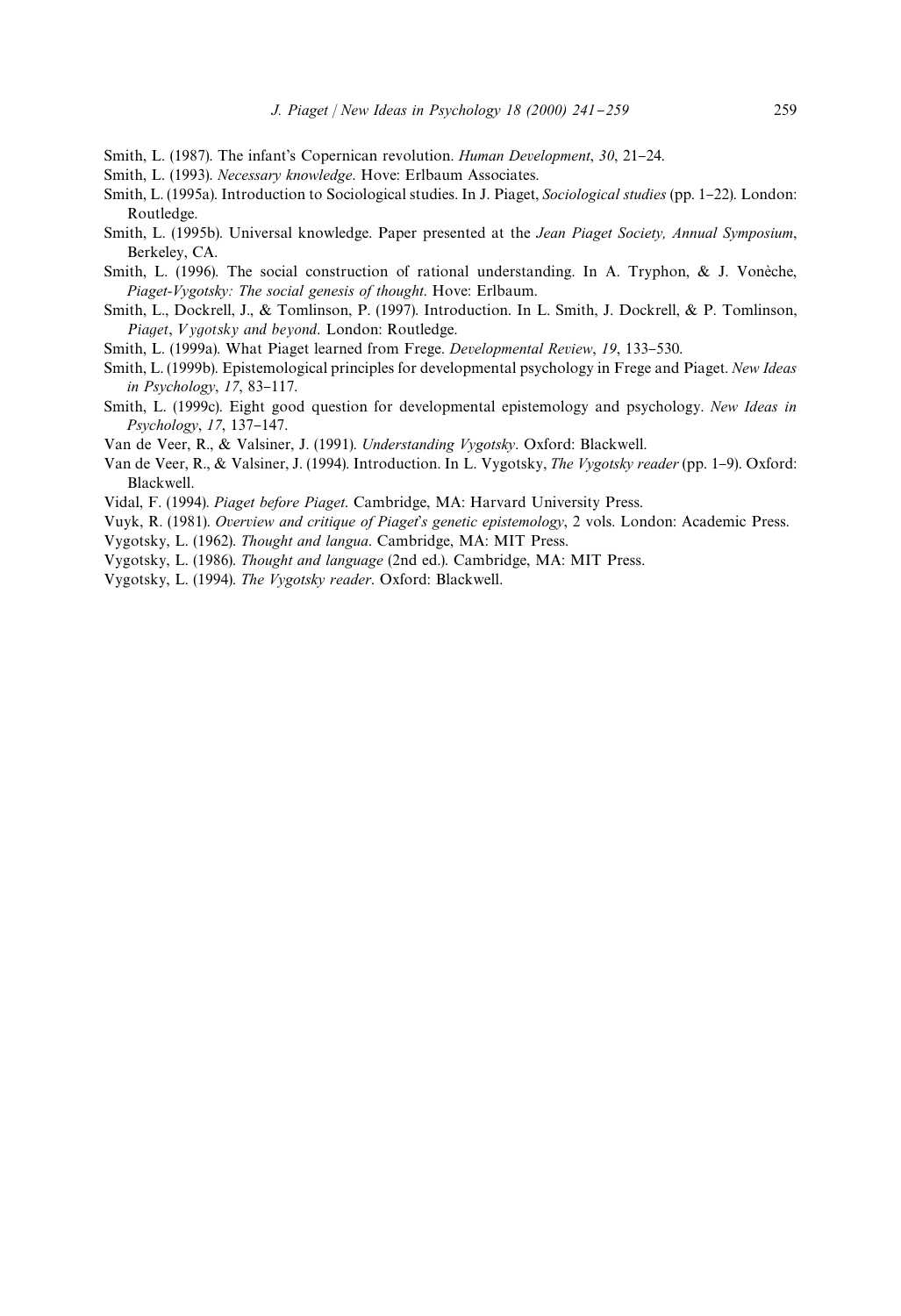Smith, L. (1987). The infant's Copernican revolution. *Human Development*, *30*, 21–24.

Smith, L. (1993). *Necessary knowledge*. Hove: Erlbaum Associates.

Smith, L. (1995a). Introduction to Sociological studies. In J. Piaget, *Sociological studies* (pp. 1–22). London: Routledge.

Smith, L. (1995b). Universal knowledge. Paper presented at the *Jean Piaget Society, Annual Symposium*, Berkeley, CA.

Smith, L. (1996). The social construction of rational understanding. In A. Tryphon, & J. Vonèche, *Piaget-Vygotsky: The social genesis of thought*. Hove: Erlbaum.

Smith, L., Dockrell, J., & Tomlinson, P. (1997). Introduction. In L. Smith, J. Dockrell, & P. Tomlinson, *Piaget*, *Vygotsky and beyond*. London: Routledge.

Smith, L. (1999a). What Piaget learned from Frege. *Developmental Review*, *19*, 133–530.

Smith, L. (1999b). Epistemological principles for developmental psychology in Frege and Piaget. *New Ideas in Psychology*, *17*, 83–117.

Smith, L. (1999c). Eight good question for developmental epistemology and psychology. *New Ideas in Psychology*, *17*, 137–147.

Van de Veer, R., & Valsiner, J. (1991). *Understanding Vygotsky*. Oxford: Blackwell.

Van de Veer, R., & Valsiner, J. (1994). Introduction. In L. Vygotsky, *The Vygotsky reader* (pp. 1–9). Oxford: Blackwell.

Vidal, F. (1994). *Piaget before Piaget*. Cambridge, MA: Harvard University Press.

Vuyk, R. (1981). *Overview and critique of Piaget's genetic epistemology*, 2 vols. London: Academic Press.

Vygotsky, L. (1962). *Thought and langua*. Cambridge, MA: MIT Press.

Vygotsky, L. (1986). *Thought and language* (2nd ed.). Cambridge, MA: MIT Press.

Vygotsky, L. (1994). *The Vygotsky reader*. Oxford: Blackwell.